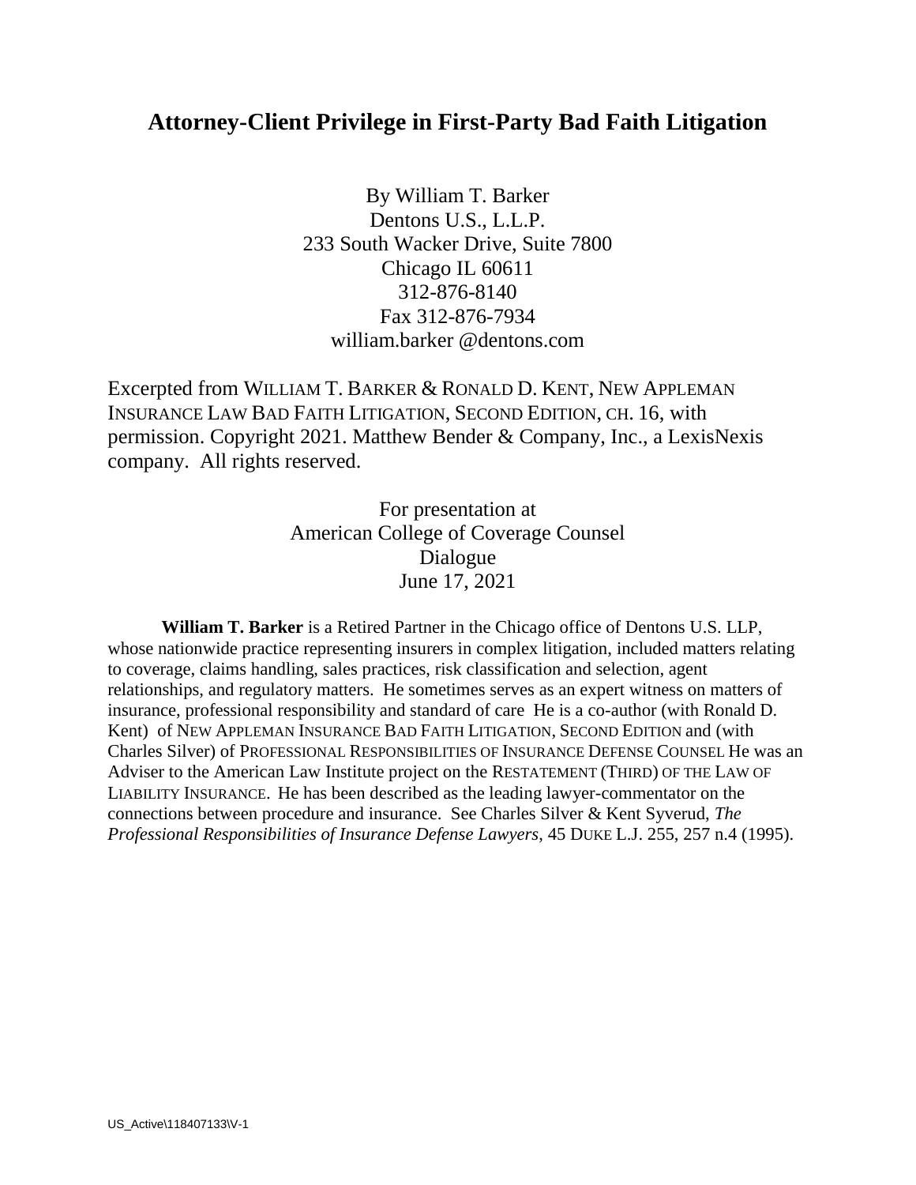# Attorney-Client Privilege in First-Party Bad Faith Litigation

By William T. Barker
Dentons U.S., L.L.P.
233 South Wacker Drive, Suite 7800
Chicago IL 60611
312-876-8140
Fax 312-876-7934
william.barker @dentons.com

Excerpted from WILLIAM T. BARKER & RONALD D. KENT, NEW APPLEMAN INSURANCE LAW BAD FAITH LITIGATION, SECOND EDITION, CH. 16, with permission. Copyright 2021. Matthew Bender & Company, Inc., a LexisNexis company. All rights reserved.

For presentation at
American College of Coverage Counsel
Dialogue
June 17, 2021

**William T. Barker** is a Retired Partner in the Chicago office of Dentons U.S. LLP, whose nationwide practice representing insurers in complex litigation, included matters relating to coverage, claims handling, sales practices, risk classification and selection, agent relationships, and regulatory matters. He sometimes serves as an expert witness on matters of insurance, professional responsibility and standard of care He is a co-author (with Ronald D. Kent) of NEW APPLEMAN INSURANCE BAD FAITH LITIGATION, SECOND EDITION and (with Charles Silver) of PROFESSIONAL RESPONSIBILITIES OF INSURANCE DEFENSE COUNSEL He was an Adviser to the American Law Institute project on the RESTATEMENT (THIRD) OF THE LAW OF LIABILITY INSURANCE. He has been described as the leading lawyer-commentator on the connections between procedure and insurance. See Charles Silver & Kent Syverud, *The Professional Responsibilities of Insurance Defense Lawyers*, 45 DUKE L.J. 255, 257 n.4 (1995).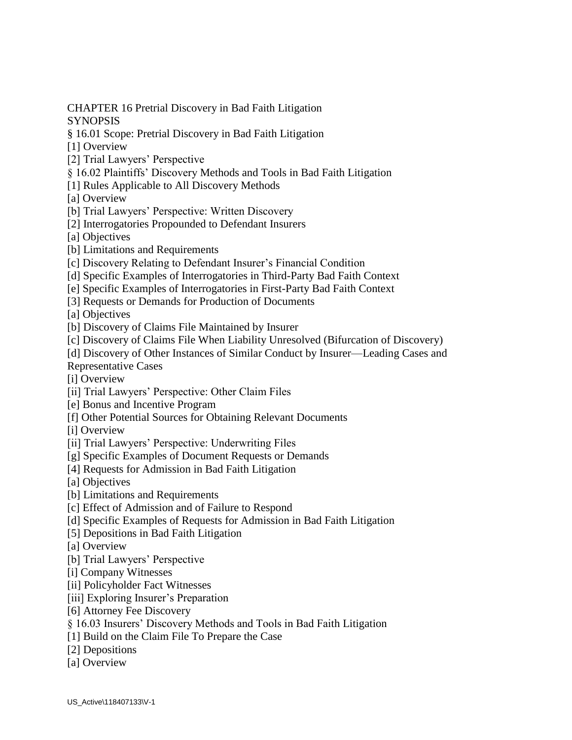CHAPTER 16 Pretrial Discovery in Bad Faith Litigation

SYNOPSIS

§ 16.01 Scope: Pretrial Discovery in Bad Faith Litigation

[1] Overview

[2] Trial Lawyers' Perspective

§ 16.02 Plaintiffs' Discovery Methods and Tools in Bad Faith Litigation

[1] Rules Applicable to All Discovery Methods

[a] Overview

[b] Trial Lawyers' Perspective: Written Discovery

[2] Interrogatories Propounded to Defendant Insurers

[a] Objectives

[b] Limitations and Requirements

[c] Discovery Relating to Defendant Insurer's Financial Condition

[d] Specific Examples of Interrogatories in Third-Party Bad Faith Context

[e] Specific Examples of Interrogatories in First-Party Bad Faith Context

[3] Requests or Demands for Production of Documents

[a] Objectives

[b] Discovery of Claims File Maintained by Insurer

[c] Discovery of Claims File When Liability Unresolved (Bifurcation of Discovery)

[d] Discovery of Other Instances of Similar Conduct by Insurer—Leading Cases and Representative Cases

[i] Overview

[ii] Trial Lawyers' Perspective: Other Claim Files

[e] Bonus and Incentive Program

[f] Other Potential Sources for Obtaining Relevant Documents

[i] Overview

[ii] Trial Lawyers' Perspective: Underwriting Files

[g] Specific Examples of Document Requests or Demands

[4] Requests for Admission in Bad Faith Litigation

[a] Objectives

[b] Limitations and Requirements

[c] Effect of Admission and of Failure to Respond

[d] Specific Examples of Requests for Admission in Bad Faith Litigation

[5] Depositions in Bad Faith Litigation

[a] Overview

[b] Trial Lawyers' Perspective

[i] Company Witnesses

[ii] Policyholder Fact Witnesses

[iii] Exploring Insurer's Preparation

[6] Attorney Fee Discovery

§ 16.03 Insurers' Discovery Methods and Tools in Bad Faith Litigation

[1] Build on the Claim File To Prepare the Case

[2] Depositions

[a] Overview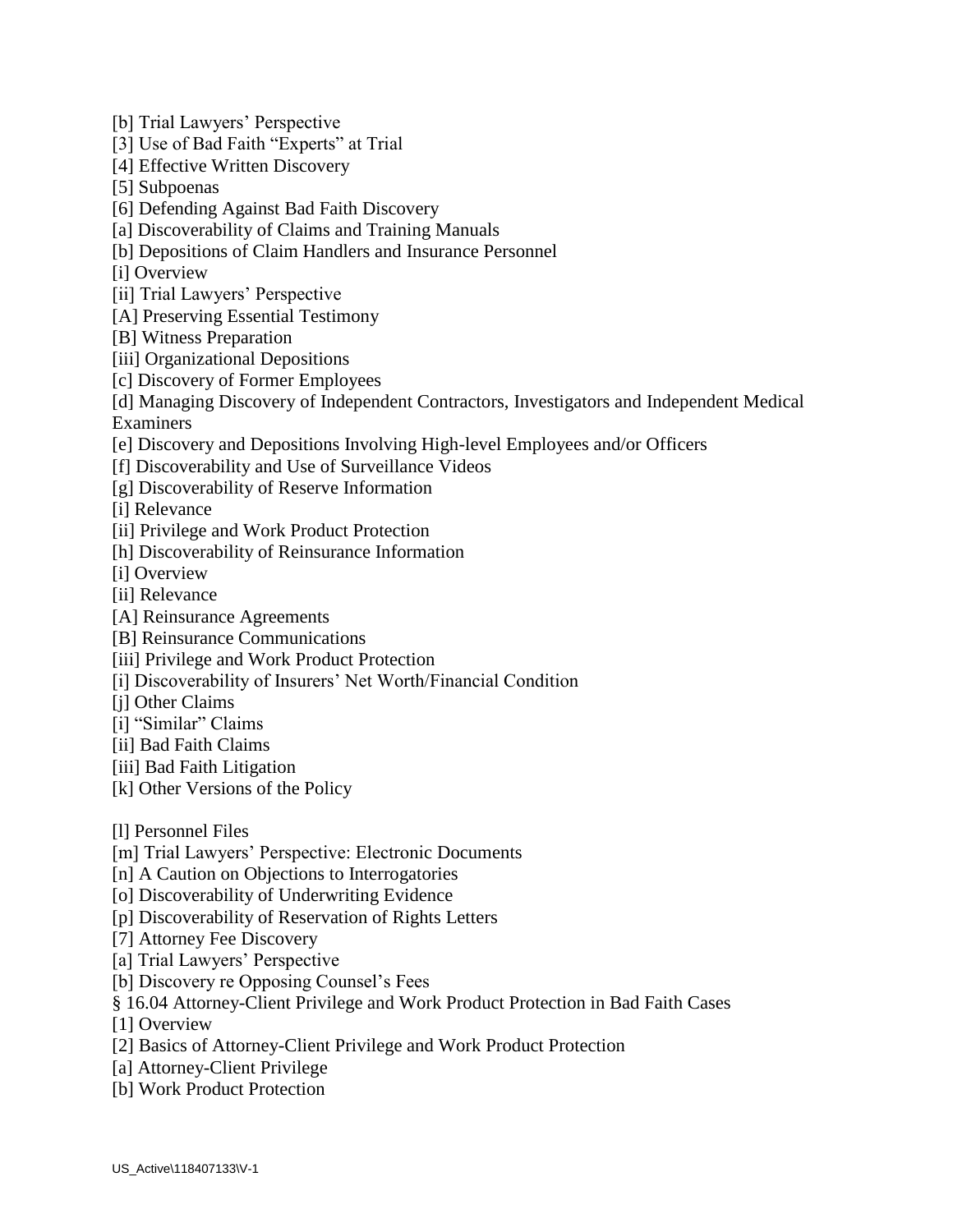[b] Trial Lawyers' Perspective
[3] Use of Bad Faith "Experts" at Trial
[4] Effective Written Discovery
[5] Subpoenas
[6] Defending Against Bad Faith Discovery
[a] Discoverability of Claims and Training Manuals
[b] Depositions of Claim Handlers and Insurance Personnel
[i] Overview
[ii] Trial Lawyers' Perspective
[A] Preserving Essential Testimony
[B] Witness Preparation
[iii] Organizational Depositions
[c] Discovery of Former Employees
[d] Managing Discovery of Independent Contractors, Investigators and Independent Medical Examiners
[e] Discovery and Depositions Involving High-level Employees and/or Officers
[f] Discoverability and Use of Surveillance Videos
[g] Discoverability of Reserve Information
[i] Relevance
[ii] Privilege and Work Product Protection
[h] Discoverability of Reinsurance Information
[i] Overview
[ii] Relevance
[A] Reinsurance Agreements
[B] Reinsurance Communications
[iii] Privilege and Work Product Protection
[i] Discoverability of Insurers' Net Worth/Financial Condition
[j] Other Claims
[i] "Similar" Claims
[ii] Bad Faith Claims
[iii] Bad Faith Litigation
[k] Other Versions of the Policy

[l] Personnel Files
[m] Trial Lawyers' Perspective: Electronic Documents
[n] A Caution on Objections to Interrogatories
[o] Discoverability of Underwriting Evidence
[p] Discoverability of Reservation of Rights Letters
[7] Attorney Fee Discovery
[a] Trial Lawyers' Perspective
[b] Discovery re Opposing Counsel's Fees
§ 16.04 Attorney-Client Privilege and Work Product Protection in Bad Faith Cases
[1] Overview
[2] Basics of Attorney-Client Privilege and Work Product Protection
[a] Attorney-Client Privilege
[b] Work Product Protection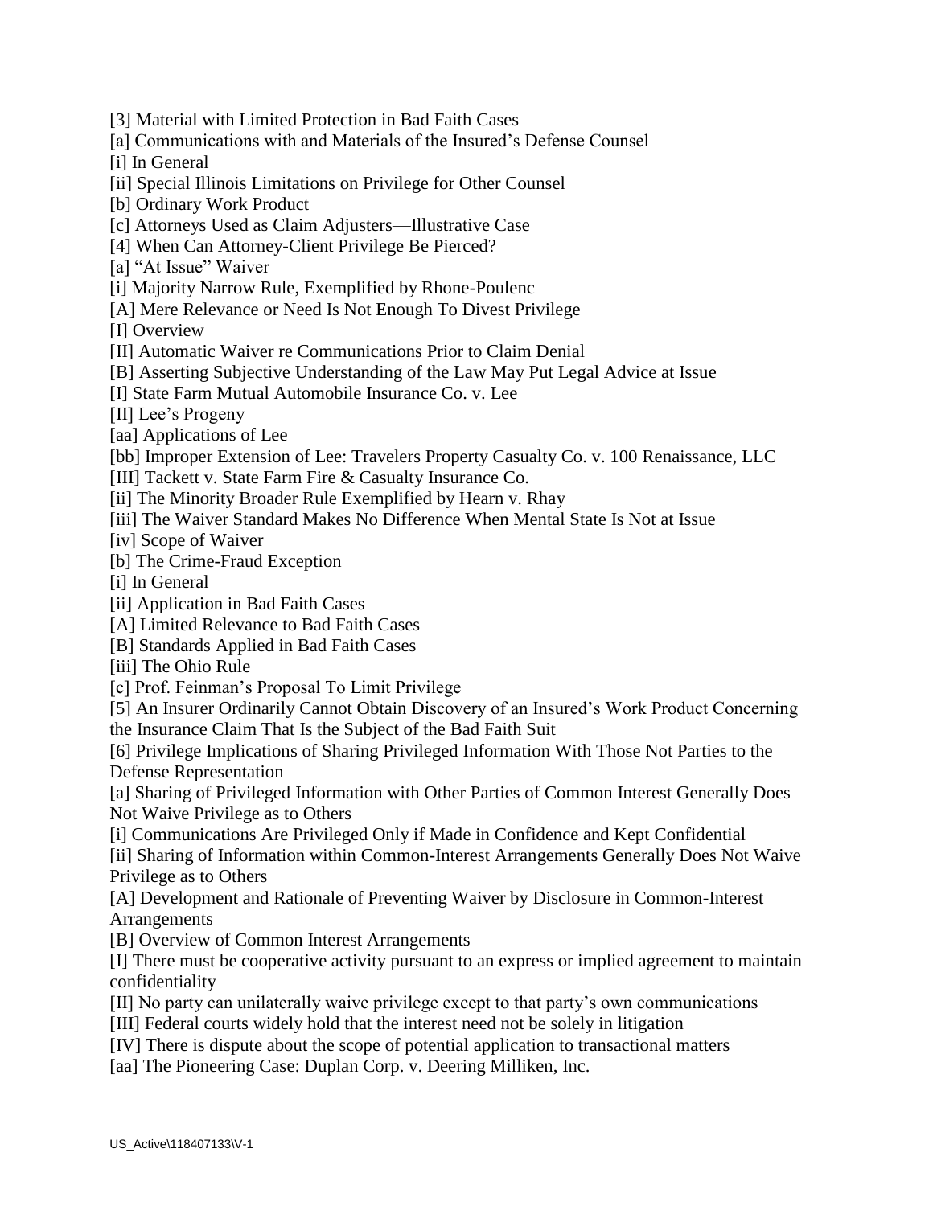[3] Material with Limited Protection in Bad Faith Cases

[a] Communications with and Materials of the Insured's Defense Counsel

[i] In General

[ii] Special Illinois Limitations on Privilege for Other Counsel

[b] Ordinary Work Product

[c] Attorneys Used as Claim Adjusters—Illustrative Case

[4] When Can Attorney-Client Privilege Be Pierced?

[a] "At Issue" Waiver

[i] Majority Narrow Rule, Exemplified by Rhone-Poulenc

[A] Mere Relevance or Need Is Not Enough To Divest Privilege

[I] Overview

[II] Automatic Waiver re Communications Prior to Claim Denial

[B] Asserting Subjective Understanding of the Law May Put Legal Advice at Issue

[I] State Farm Mutual Automobile Insurance Co. v. Lee

[II] Lee's Progeny

[aa] Applications of Lee

[bb] Improper Extension of Lee: Travelers Property Casualty Co. v. 100 Renaissance, LLC

[III] Tackett v. State Farm Fire & Casualty Insurance Co.

[ii] The Minority Broader Rule Exemplified by Hearn v. Rhay

[iii] The Waiver Standard Makes No Difference When Mental State Is Not at Issue

[iv] Scope of Waiver

[b] The Crime-Fraud Exception

[i] In General

[ii] Application in Bad Faith Cases

[A] Limited Relevance to Bad Faith Cases

[B] Standards Applied in Bad Faith Cases

[iii] The Ohio Rule

[c] Prof. Feinman's Proposal To Limit Privilege

[5] An Insurer Ordinarily Cannot Obtain Discovery of an Insured's Work Product Concerning the Insurance Claim That Is the Subject of the Bad Faith Suit

[6] Privilege Implications of Sharing Privileged Information With Those Not Parties to the Defense Representation

[a] Sharing of Privileged Information with Other Parties of Common Interest Generally Does Not Waive Privilege as to Others

[i] Communications Are Privileged Only if Made in Confidence and Kept Confidential

[ii] Sharing of Information within Common-Interest Arrangements Generally Does Not Waive Privilege as to Others

[A] Development and Rationale of Preventing Waiver by Disclosure in Common-Interest Arrangements

[B] Overview of Common Interest Arrangements

[I] There must be cooperative activity pursuant to an express or implied agreement to maintain confidentiality

[II] No party can unilaterally waive privilege except to that party's own communications

[III] Federal courts widely hold that the interest need not be solely in litigation

[IV] There is dispute about the scope of potential application to transactional matters

[aa] The Pioneering Case: Duplan Corp. v. Deering Milliken, Inc.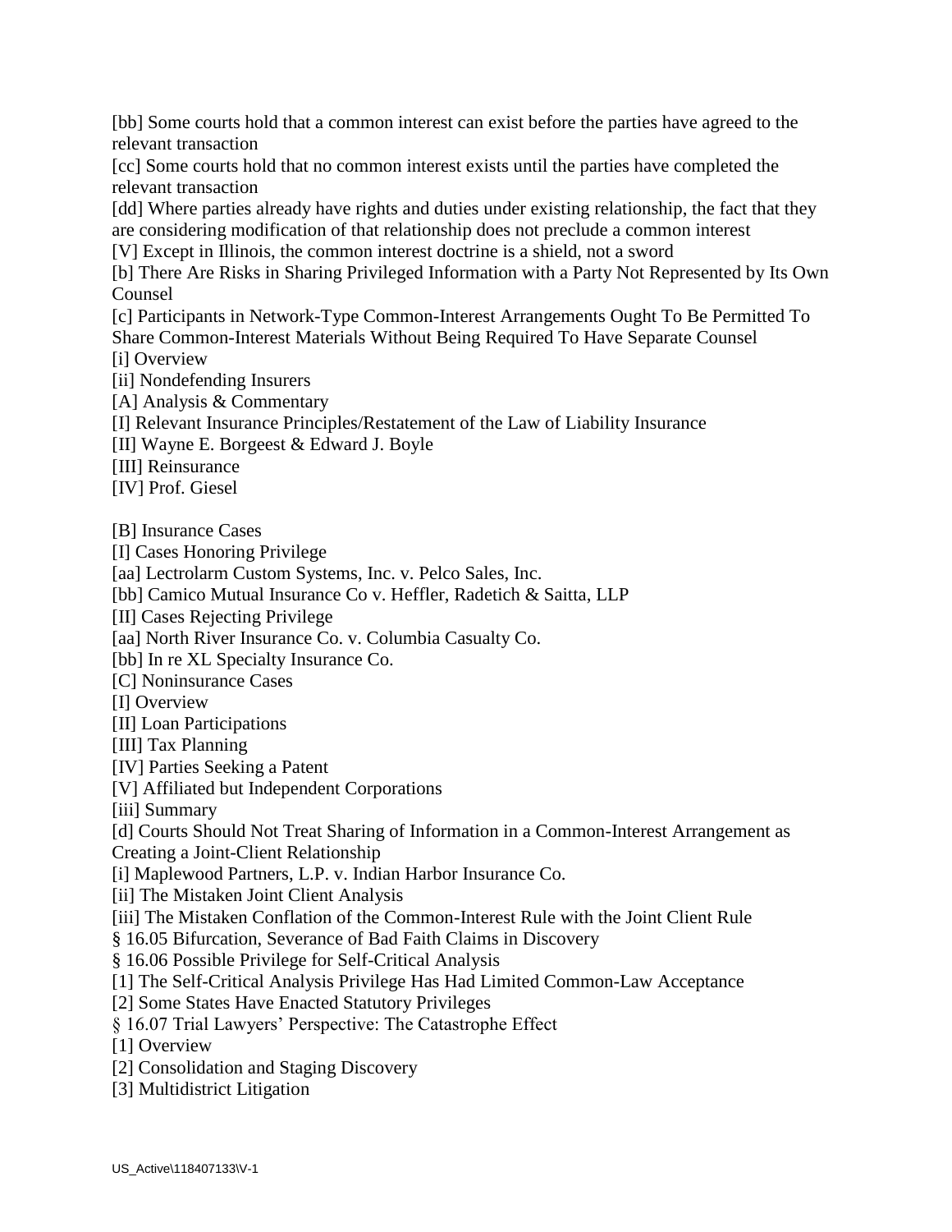[bb] Some courts hold that a common interest can exist before the parties have agreed to the relevant transaction

[cc] Some courts hold that no common interest exists until the parties have completed the relevant transaction

[dd] Where parties already have rights and duties under existing relationship, the fact that they are considering modification of that relationship does not preclude a common interest

[V] Except in Illinois, the common interest doctrine is a shield, not a sword

[b] There Are Risks in Sharing Privileged Information with a Party Not Represented by Its Own Counsel

[c] Participants in Network-Type Common-Interest Arrangements Ought To Be Permitted To Share Common-Interest Materials Without Being Required To Have Separate Counsel

[i] Overview

[ii] Nondefending Insurers

[A] Analysis & Commentary

[I] Relevant Insurance Principles/Restatement of the Law of Liability Insurance

[II] Wayne E. Borgeest & Edward J. Boyle

[III] Reinsurance

[IV] Prof. Giesel

[B] Insurance Cases

[I] Cases Honoring Privilege

[aa] Lectrolarm Custom Systems, Inc. v. Pelco Sales, Inc.

[bb] Camico Mutual Insurance Co v. Heffler, Radetich & Saitta, LLP

[II] Cases Rejecting Privilege

[aa] North River Insurance Co. v. Columbia Casualty Co.

[bb] In re XL Specialty Insurance Co.

[C] Noninsurance Cases

[I] Overview

[II] Loan Participations

[III] Tax Planning

[IV] Parties Seeking a Patent

[V] Affiliated but Independent Corporations

[iii] Summary

[d] Courts Should Not Treat Sharing of Information in a Common-Interest Arrangement as Creating a Joint-Client Relationship

[i] Maplewood Partners, L.P. v. Indian Harbor Insurance Co.

[ii] The Mistaken Joint Client Analysis

[iii] The Mistaken Conflation of the Common-Interest Rule with the Joint Client Rule

§ 16.05 Bifurcation, Severance of Bad Faith Claims in Discovery

§ 16.06 Possible Privilege for Self-Critical Analysis

[1] The Self-Critical Analysis Privilege Has Had Limited Common-Law Acceptance

[2] Some States Have Enacted Statutory Privileges

§ 16.07 Trial Lawyers' Perspective: The Catastrophe Effect

[1] Overview

[2] Consolidation and Staging Discovery

[3] Multidistrict Litigation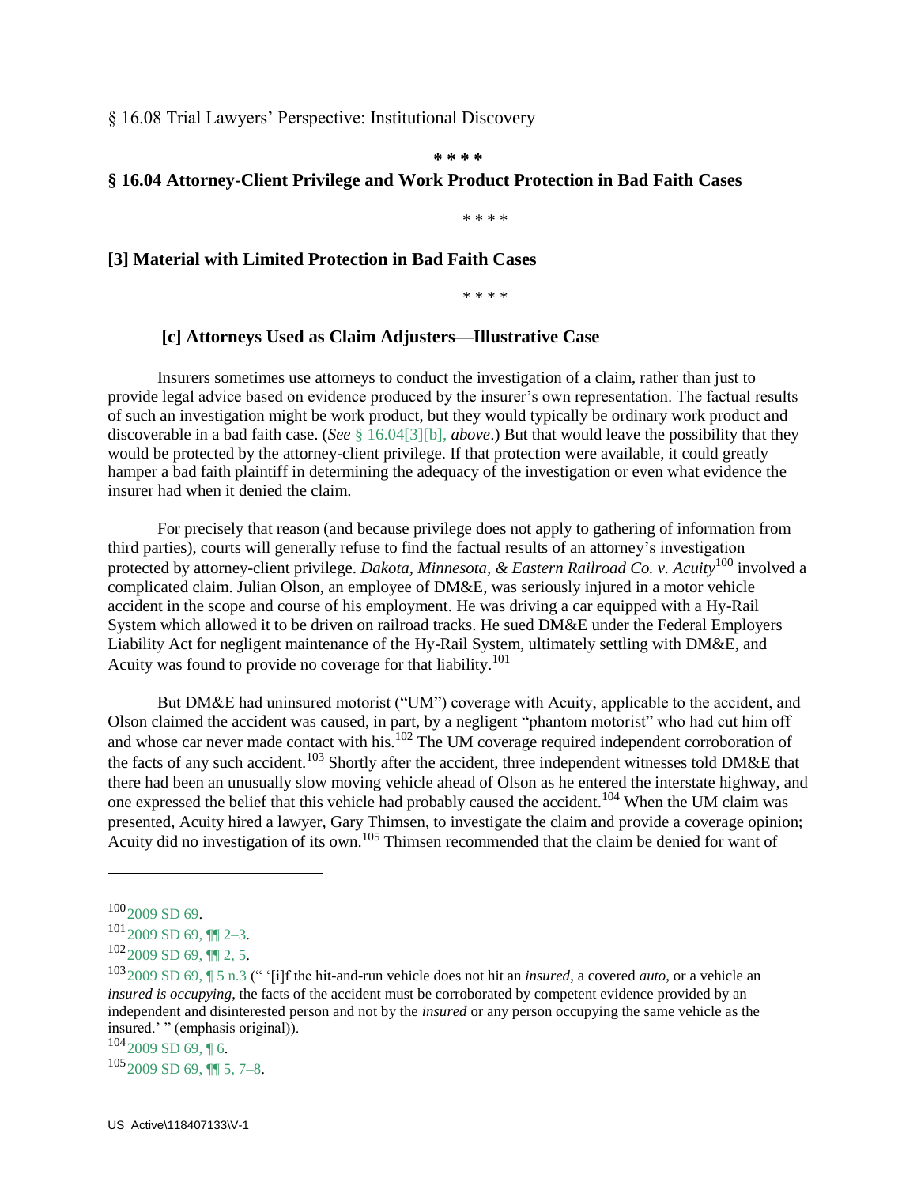§ 16.08 Trial Lawyers' Perspective: Institutional Discovery

**\* \* \* \***

## § 16.04 Attorney-Client Privilege and Work Product Protection in Bad Faith Cases

\* \* \* \*

### [3] Material with Limited Protection in Bad Faith Cases

\* \* \* \*

#### [c] Attorneys Used as Claim Adjusters—Illustrative Case

Insurers sometimes use attorneys to conduct the investigation of a claim, rather than just to provide legal advice based on evidence produced by the insurer's own representation. The factual results of such an investigation might be work product, but they would typically be ordinary work product and discoverable in a bad faith case. (*See* § 16.04[3][b], *above*.) But that would leave the possibility that they would be protected by the attorney-client privilege. If that protection were available, it could greatly hamper a bad faith plaintiff in determining the adequacy of the investigation or even what evidence the insurer had when it denied the claim.

For precisely that reason (and because privilege does not apply to gathering of information from third parties), courts will generally refuse to find the factual results of an attorney's investigation protected by attorney-client privilege. *Dakota, Minnesota, & Eastern Railroad Co. v. Acuity*[100] involved a complicated claim. Julian Olson, an employee of DM&E, was seriously injured in a motor vehicle accident in the scope and course of his employment. He was driving a car equipped with a Hy-Rail System which allowed it to be driven on railroad tracks. He sued DM&E under the Federal Employers Liability Act for negligent maintenance of the Hy-Rail System, ultimately settling with DM&E, and Acuity was found to provide no coverage for that liability.[101]

But DM&E had uninsured motorist ("UM") coverage with Acuity, applicable to the accident, and Olson claimed the accident was caused, in part, by a negligent "phantom motorist" who had cut him off and whose car never made contact with his.[102] The UM coverage required independent corroboration of the facts of any such accident.[103] Shortly after the accident, three independent witnesses told DM&E that there had been an unusually slow moving vehicle ahead of Olson as he entered the interstate highway, and one expressed the belief that this vehicle had probably caused the accident.[104] When the UM claim was presented, Acuity hired a lawyer, Gary Thimsen, to investigate the claim and provide a coverage opinion; Acuity did no investigation of its own.[105] Thimsen recommended that the claim be denied for want of

---

[100] 2009 SD 69.

[101] 2009 SD 69, ¶¶ 2–3.

[102] 2009 SD 69, ¶¶ 2, 5.

[103] 2009 SD 69, ¶ 5 n.3 (" '[i]f the hit-and-run vehicle does not hit an *insured*, a covered *auto*, or a vehicle an *insured is occupying*, the facts of the accident must be corroborated by competent evidence provided by an independent and disinterested person and not by the *insured* or any person occupying the same vehicle as the insured.' " (emphasis original)).

[104] 2009 SD 69, ¶ 6.

[105] 2009 SD 69, ¶¶ 5, 7–8.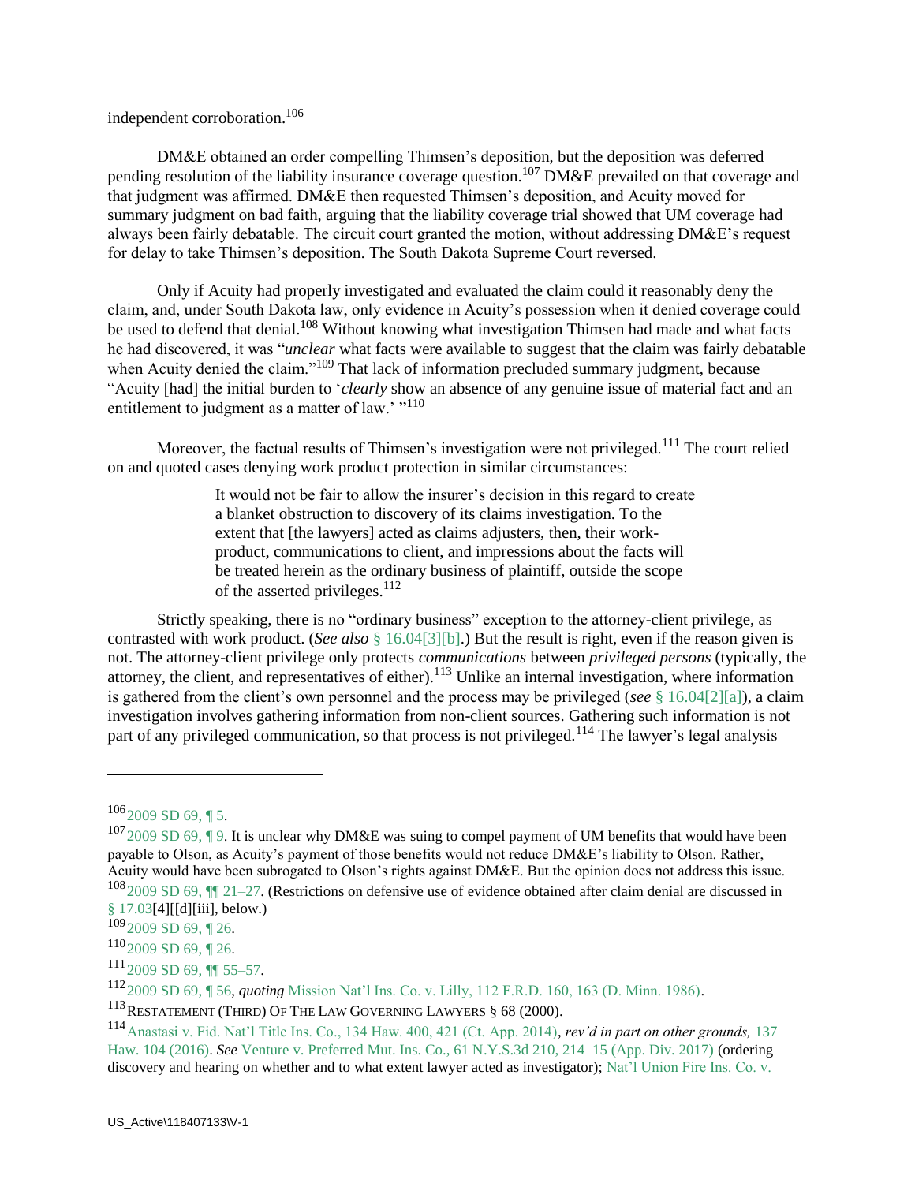independent corroboration.[106]

DM&E obtained an order compelling Thimsen's deposition, but the deposition was deferred pending resolution of the liability insurance coverage question.[107] DM&E prevailed on that coverage and that judgment was affirmed. DM&E then requested Thimsen's deposition, and Acuity moved for summary judgment on bad faith, arguing that the liability coverage trial showed that UM coverage had always been fairly debatable. The circuit court granted the motion, without addressing DM&E's request for delay to take Thimsen's deposition. The South Dakota Supreme Court reversed.

Only if Acuity had properly investigated and evaluated the claim could it reasonably deny the claim, and, under South Dakota law, only evidence in Acuity's possession when it denied coverage could be used to defend that denial.[108] Without knowing what investigation Thimsen had made and what facts he had discovered, it was "*unclear* what facts were available to suggest that the claim was fairly debatable when Acuity denied the claim."[109] That lack of information precluded summary judgment, because "Acuity [had] the initial burden to '*clearly* show an absence of any genuine issue of material fact and an entitlement to judgment as a matter of law.' "[110]

Moreover, the factual results of Thimsen's investigation were not privileged.[111] The court relied on and quoted cases denying work product protection in similar circumstances:

> It would not be fair to allow the insurer's decision in this regard to create a blanket obstruction to discovery of its claims investigation. To the extent that [the lawyers] acted as claims adjusters, then, their work-product, communications to client, and impressions about the facts will be treated herein as the ordinary business of plaintiff, outside the scope of the asserted privileges.[112]

Strictly speaking, there is no "ordinary business" exception to the attorney-client privilege, as contrasted with work product. (*See also* § 16.04[3][b].) But the result is right, even if the reason given is not. The attorney-client privilege only protects *communications* between *privileged persons* (typically, the attorney, the client, and representatives of either).[113] Unlike an internal investigation, where information is gathered from the client's own personnel and the process may be privileged (*see* § 16.04[2][a]), a claim investigation involves gathering information from non-client sources. Gathering such information is not part of any privileged communication, so that process is not privileged.[114] The lawyer's legal analysis

---

[106] 2009 SD 69, ¶ 5.

[107] 2009 SD 69, ¶ 9. It is unclear why DM&E was suing to compel payment of UM benefits that would have been payable to Olson, as Acuity's payment of those benefits would not reduce DM&E's liability to Olson. Rather, Acuity would have been subrogated to Olson's rights against DM&E. But the opinion does not address this issue.

[108] 2009 SD 69, ¶¶ 21–27. (Restrictions on defensive use of evidence obtained after claim denial are discussed in § 17.03[4][[d][iii], below.)

[109] 2009 SD 69, ¶ 26.

[110] 2009 SD 69, ¶ 26.

[111] 2009 SD 69, ¶¶ 55–57.

[112] 2009 SD 69, ¶ 56, *quoting* Mission Nat'l Ins. Co. v. Lilly, 112 F.R.D. 160, 163 (D. Minn. 1986).

[113] RESTATEMENT (THIRD) OF THE LAW GOVERNING LAWYERS § 68 (2000).

[114] Anastasi v. Fid. Nat'l Title Ins. Co., 134 Haw. 400, 421 (Ct. App. 2014), *rev'd in part on other grounds,* 137 Haw. 104 (2016). *See* Venture v. Preferred Mut. Ins. Co., 61 N.Y.S.3d 210, 214–15 (App. Div. 2017) (ordering discovery and hearing on whether and to what extent lawyer acted as investigator); Nat'l Union Fire Ins. Co. v.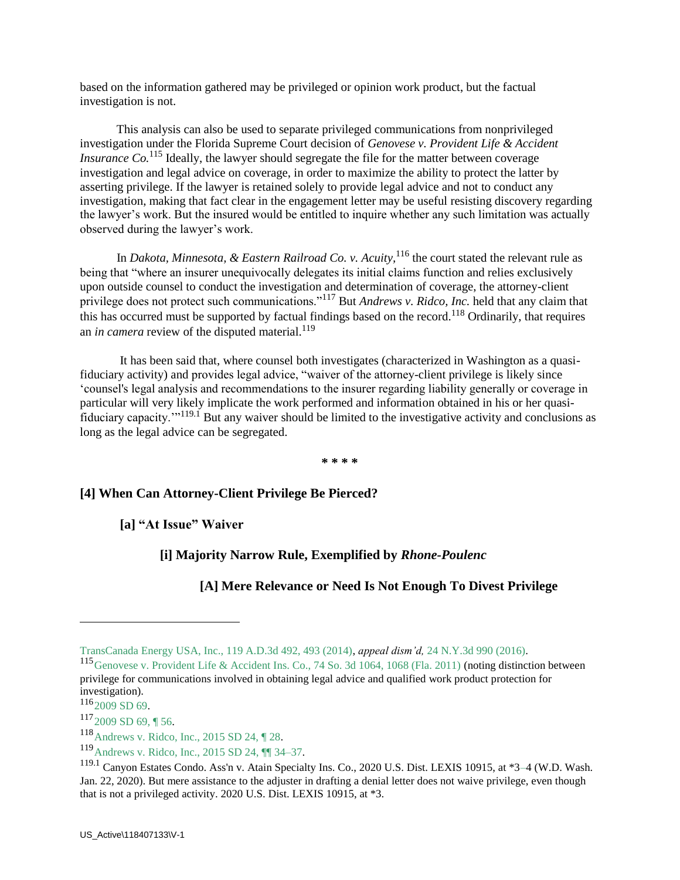based on the information gathered may be privileged or opinion work product, but the factual investigation is not.

This analysis can also be used to separate privileged communications from nonprivileged investigation under the Florida Supreme Court decision of *Genovese v. Provident Life & Accident Insurance Co.*[115] Ideally, the lawyer should segregate the file for the matter between coverage investigation and legal advice on coverage, in order to maximize the ability to protect the latter by asserting privilege. If the lawyer is retained solely to provide legal advice and not to conduct any investigation, making that fact clear in the engagement letter may be useful resisting discovery regarding the lawyer's work. But the insured would be entitled to inquire whether any such limitation was actually observed during the lawyer's work.

In *Dakota, Minnesota, & Eastern Railroad Co. v. Acuity*,[116] the court stated the relevant rule as being that "where an insurer unequivocally delegates its initial claims function and relies exclusively upon outside counsel to conduct the investigation and determination of coverage, the attorney-client privilege does not protect such communications."[117] But *Andrews v. Ridco, Inc.* held that any claim that this has occurred must be supported by factual findings based on the record.[118] Ordinarily, that requires an *in camera* review of the disputed material.[119]

It has been said that, where counsel both investigates (characterized in Washington as a quasi-fiduciary activity) and provides legal advice, "waiver of the attorney-client privilege is likely since 'counsel's legal analysis and recommendations to the insurer regarding liability generally or coverage in particular will very likely implicate the work performed and information obtained in his or her quasi-fiduciary capacity.'"[119.1] But any waiver should be limited to the investigative activity and conclusions as long as the legal advice can be segregated.

**\* \* \* \***

## [4] When Can Attorney-Client Privilege Be Pierced?

### [a] "At Issue" Waiver

#### [i] Majority Narrow Rule, Exemplified by *Rhone-Poulenc*

##### [A] Mere Relevance or Need Is Not Enough To Divest Privilege

---

TransCanada Energy USA, Inc., 119 A.D.3d 492, 493 (2014), *appeal dism'd*, 24 N.Y.3d 990 (2016).

[115] Genovese v. Provident Life & Accident Ins. Co., 74 So. 3d 1064, 1068 (Fla. 2011) (noting distinction between privilege for communications involved in obtaining legal advice and qualified work product protection for investigation).

[116] 2009 SD 69.

[117] 2009 SD 69, ¶ 56.

[118] Andrews v. Ridco, Inc., 2015 SD 24, ¶ 28.

[119] Andrews v. Ridco, Inc., 2015 SD 24, ¶¶ 34–37.

[119.1] Canyon Estates Condo. Ass'n v. Atain Specialty Ins. Co., 2020 U.S. Dist. LEXIS 10915, at *3–4 (W.D. Wash. Jan. 22, 2020). But mere assistance to the adjuster in drafting a denial letter does not waive privilege, even though that is not a privileged activity. 2020 U.S. Dist. LEXIS 10915, at *3.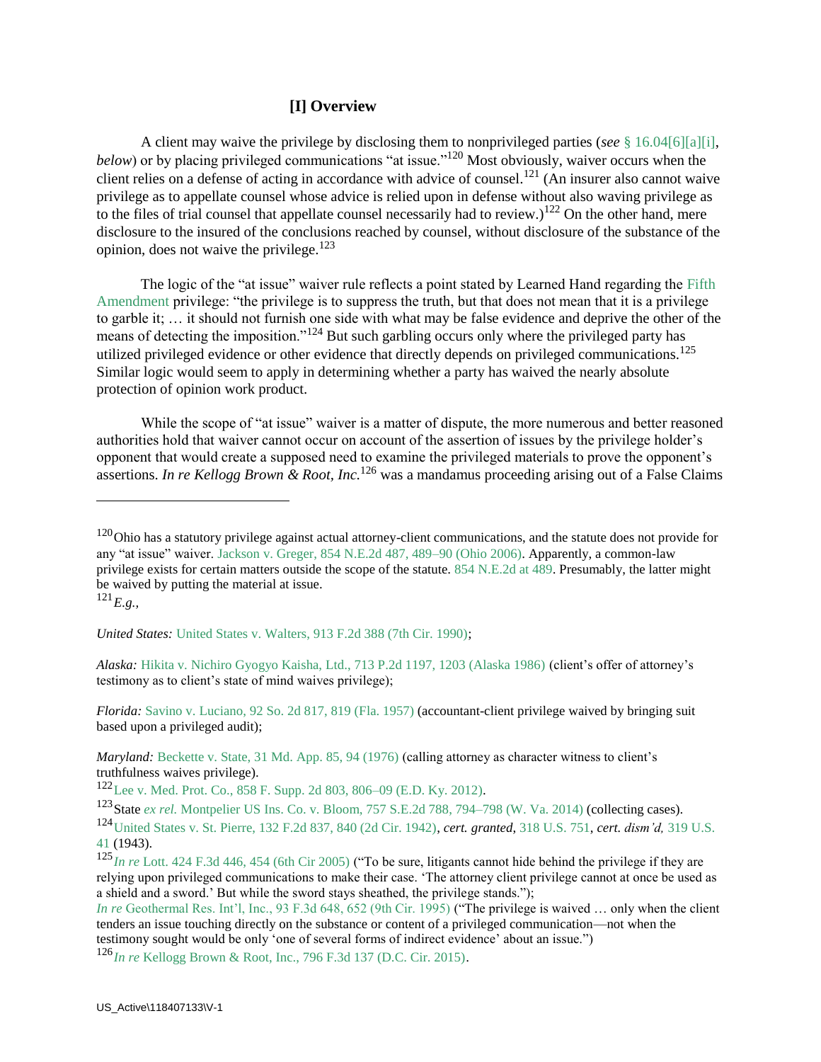### [I] Overview

A client may waive the privilege by disclosing them to nonprivileged parties (*see* § 16.04[6][a][i], *below*) or by placing privileged communications "at issue."[120] Most obviously, waiver occurs when the client relies on a defense of acting in accordance with advice of counsel.[121] (An insurer also cannot waive privilege as to appellate counsel whose advice is relied upon in defense without also waving privilege as to the files of trial counsel that appellate counsel necessarily had to review.)[122] On the other hand, mere disclosure to the insured of the conclusions reached by counsel, without disclosure of the substance of the opinion, does not waive the privilege.[123]

The logic of the "at issue" waiver rule reflects a point stated by Learned Hand regarding the Fifth Amendment privilege: "the privilege is to suppress the truth, but that does not mean that it is a privilege to garble it; … it should not furnish one side with what may be false evidence and deprive the other of the means of detecting the imposition."[124] But such garbling occurs only where the privileged party has utilized privileged evidence or other evidence that directly depends on privileged communications.[125] Similar logic would seem to apply in determining whether a party has waived the nearly absolute protection of opinion work product.

While the scope of "at issue" waiver is a matter of dispute, the more numerous and better reasoned authorities hold that waiver cannot occur on account of the assertion of issues by the privilege holder's opponent that would create a supposed need to examine the privileged materials to prove the opponent's assertions. *In re Kellogg Brown & Root, Inc.*[126] was a mandamus proceeding arising out of a False Claims

---

[120] Ohio has a statutory privilege against actual attorney-client communications, and the statute does not provide for any "at issue" waiver. Jackson v. Greger, 854 N.E.2d 487, 489–90 (Ohio 2006). Apparently, a common-law privilege exists for certain matters outside the scope of the statute. 854 N.E.2d at 489. Presumably, the latter might be waived by putting the material at issue.

[121] *E.g.,*

*United States:* United States v. Walters, 913 F.2d 388 (7th Cir. 1990);

*Alaska:* Hikita v. Nichiro Gyogyo Kaisha, Ltd., 713 P.2d 1197, 1203 (Alaska 1986) (client's offer of attorney's testimony as to client's state of mind waives privilege);

*Florida:* Savino v. Luciano, 92 So. 2d 817, 819 (Fla. 1957) (accountant-client privilege waived by bringing suit based upon a privileged audit);

*Maryland:* Beckette v. State, 31 Md. App. 85, 94 (1976) (calling attorney as character witness to client's truthfulness waives privilege).

[122] Lee v. Med. Prot. Co., 858 F. Supp. 2d 803, 806–09 (E.D. Ky. 2012).

[123] State *ex rel.* Montpelier US Ins. Co. v. Bloom, 757 S.E.2d 788, 794–798 (W. Va. 2014) (collecting cases).

[124] United States v. St. Pierre, 132 F.2d 837, 840 (2d Cir. 1942), *cert. granted*, 318 U.S. 751, *cert. dism'd,* 319 U.S. 41 (1943).

[125] *In re* Lott. 424 F.3d 446, 454 (6th Cir 2005) ("To be sure, litigants cannot hide behind the privilege if they are relying upon privileged communications to make their case. 'The attorney client privilege cannot at once be used as a shield and a sword.' But while the sword stays sheathed, the privilege stands.");
*In re* Geothermal Res. Int'l, Inc., 93 F.3d 648, 652 (9th Cir. 1995) ("The privilege is waived … only when the client tenders an issue touching directly on the substance or content of a privileged communication—not when the testimony sought would be only 'one of several forms of indirect evidence' about an issue.")

[126] *In re* Kellogg Brown & Root, Inc., 796 F.3d 137 (D.C. Cir. 2015).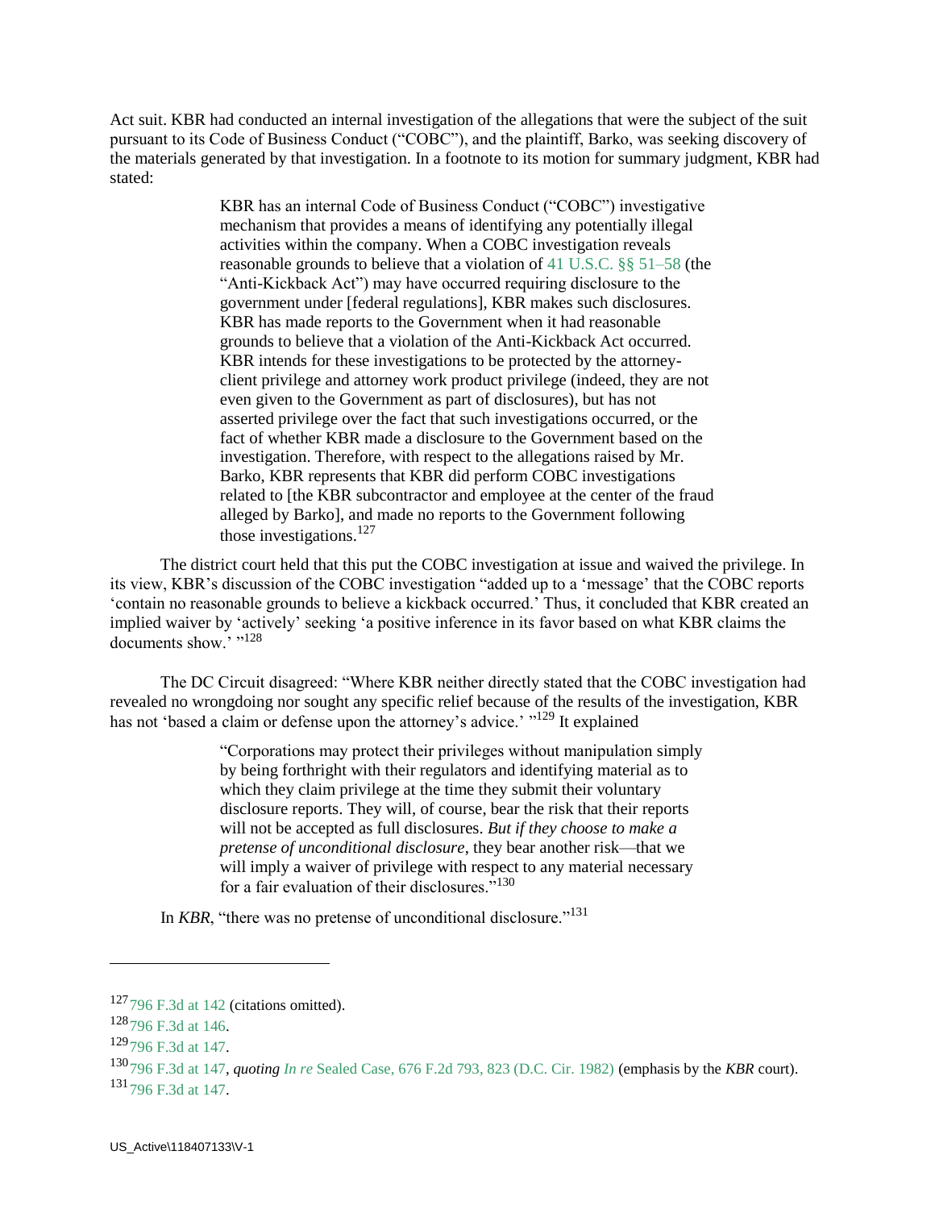Act suit. KBR had conducted an internal investigation of the allegations that were the subject of the suit pursuant to its Code of Business Conduct ("COBC"), and the plaintiff, Barko, was seeking discovery of the materials generated by that investigation. In a footnote to its motion for summary judgment, KBR had stated:

> KBR has an internal Code of Business Conduct ("COBC") investigative mechanism that provides a means of identifying any potentially illegal activities within the company. When a COBC investigation reveals reasonable grounds to believe that a violation of 41 U.S.C. §§ 51–58 (the "Anti-Kickback Act") may have occurred requiring disclosure to the government under [federal regulations], KBR makes such disclosures. KBR has made reports to the Government when it had reasonable grounds to believe that a violation of the Anti-Kickback Act occurred. KBR intends for these investigations to be protected by the attorney-client privilege and attorney work product privilege (indeed, they are not even given to the Government as part of disclosures), but has not asserted privilege over the fact that such investigations occurred, or the fact of whether KBR made a disclosure to the Government based on the investigation. Therefore, with respect to the allegations raised by Mr. Barko, KBR represents that KBR did perform COBC investigations related to [the KBR subcontractor and employee at the center of the fraud alleged by Barko], and made no reports to the Government following those investigations.[127]

The district court held that this put the COBC investigation at issue and waived the privilege. In its view, KBR's discussion of the COBC investigation "added up to a 'message' that the COBC reports 'contain no reasonable grounds to believe a kickback occurred.' Thus, it concluded that KBR created an implied waiver by 'actively' seeking 'a positive inference in its favor based on what KBR claims the documents show.' "[128]

The DC Circuit disagreed: "Where KBR neither directly stated that the COBC investigation had revealed no wrongdoing nor sought any specific relief because of the results of the investigation, KBR has not 'based a claim or defense upon the attorney's advice.' "[129] It explained

> "Corporations may protect their privileges without manipulation simply by being forthright with their regulators and identifying material as to which they claim privilege at the time they submit their voluntary disclosure reports. They will, of course, bear the risk that their reports will not be accepted as full disclosures. *But if they choose to make a pretense of unconditional disclosure*, they bear another risk—that we will imply a waiver of privilege with respect to any material necessary for a fair evaluation of their disclosures."[130]

In *KBR*, "there was no pretense of unconditional disclosure."[131]

---

[127] 796 F.3d at 142 (citations omitted).

[128] 796 F.3d at 146.

[129] 796 F.3d at 147.

[130] 796 F.3d at 147, *quoting In re* Sealed Case, 676 F.2d 793, 823 (D.C. Cir. 1982) (emphasis by the *KBR* court).

[131] 796 F.3d at 147.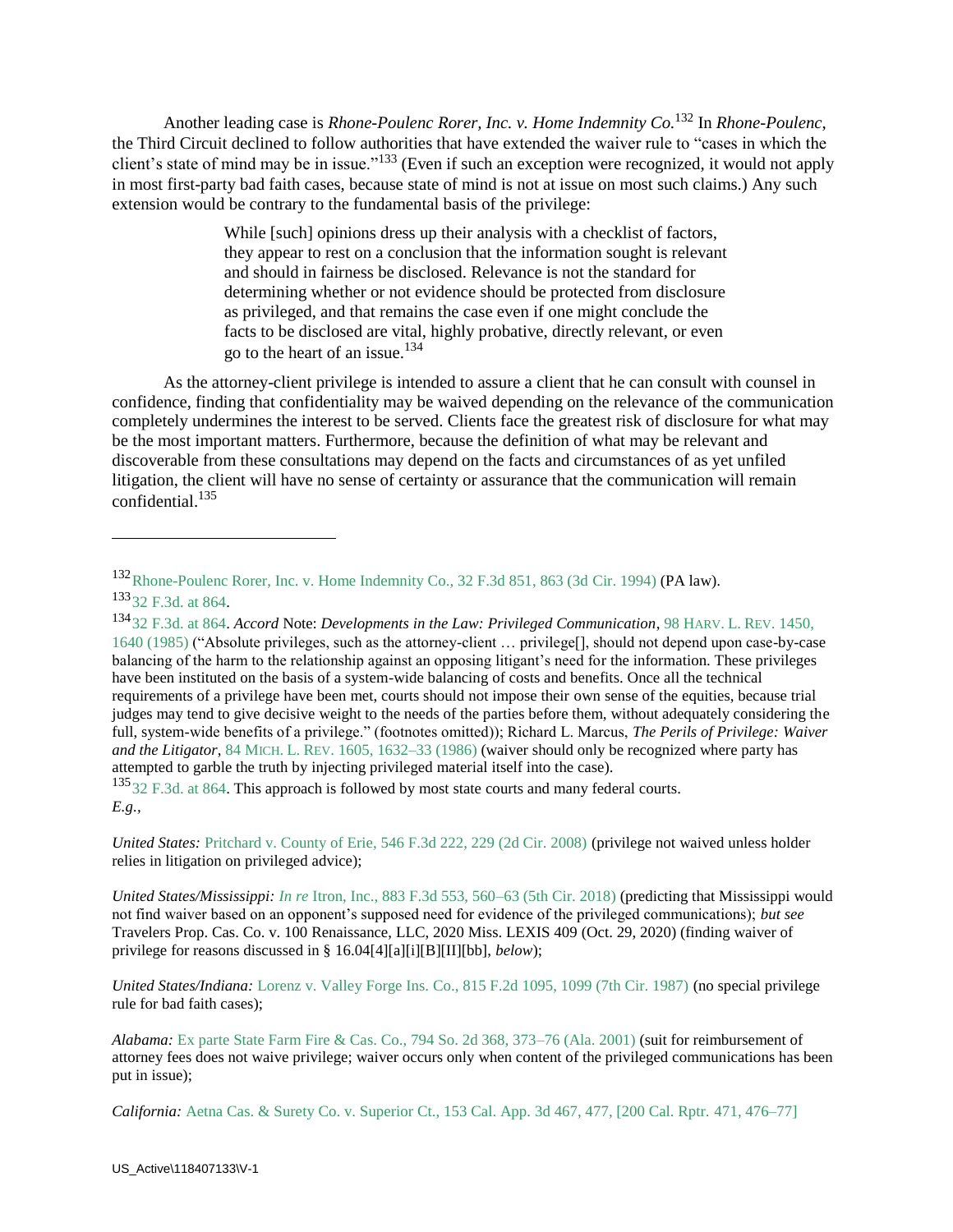Another leading case is *Rhone-Poulenc Rorer, Inc. v. Home Indemnity Co.*[132] In *Rhone-Poulenc*, the Third Circuit declined to follow authorities that have extended the waiver rule to "cases in which the client's state of mind may be in issue."[133] (Even if such an exception were recognized, it would not apply in most first-party bad faith cases, because state of mind is not at issue on most such claims.) Any such extension would be contrary to the fundamental basis of the privilege:

> While [such] opinions dress up their analysis with a checklist of factors, they appear to rest on a conclusion that the information sought is relevant and should in fairness be disclosed. Relevance is not the standard for determining whether or not evidence should be protected from disclosure as privileged, and that remains the case even if one might conclude the facts to be disclosed are vital, highly probative, directly relevant, or even go to the heart of an issue.[134]

As the attorney-client privilege is intended to assure a client that he can consult with counsel in confidence, finding that confidentiality may be waived depending on the relevance of the communication completely undermines the interest to be served. Clients face the greatest risk of disclosure for what may be the most important matters. Furthermore, because the definition of what may be relevant and discoverable from these consultations may depend on the facts and circumstances of as yet unfiled litigation, the client will have no sense of certainty or assurance that the communication will remain confidential.[135]

---

[132] Rhone-Poulenc Rorer, Inc. v. Home Indemnity Co., 32 F.3d 851, 863 (3d Cir. 1994) (PA law).

[133] 32 F.3d. at 864.

[134] 32 F.3d. at 864. *Accord* Note: *Developments in the Law: Privileged Communication*, 98 HARV. L. REV. 1450, 1640 (1985) ("Absolute privileges, such as the attorney-client … privilege[], should not depend upon case-by-case balancing of the harm to the relationship against an opposing litigant's need for the information. These privileges have been instituted on the basis of a system-wide balancing of costs and benefits. Once all the technical requirements of a privilege have been met, courts should not impose their own sense of the equities, because trial judges may tend to give decisive weight to the needs of the parties before them, without adequately considering the full, system-wide benefits of a privilege." (footnotes omitted)); Richard L. Marcus, *The Perils of Privilege: Waiver and the Litigator*, 84 MICH. L. REV. 1605, 1632–33 (1986) (waiver should only be recognized where party has attempted to garble the truth by injecting privileged material itself into the case).

[135] 32 F.3d. at 864. This approach is followed by most state courts and many federal courts. *E.g.*,

*United States:* Pritchard v. County of Erie, 546 F.3d 222, 229 (2d Cir. 2008) (privilege not waived unless holder relies in litigation on privileged advice);

*United States/Mississippi: In re* Itron, Inc., 883 F.3d 553, 560–63 (5th Cir. 2018) (predicting that Mississippi would not find waiver based on an opponent's supposed need for evidence of the privileged communications); *but see* Travelers Prop. Cas. Co. v. 100 Renaissance, LLC, 2020 Miss. LEXIS 409 (Oct. 29, 2020) (finding waiver of privilege for reasons discussed in § 16.04[4][a][i][B][II][bb], *below*);

*United States/Indiana:* Lorenz v. Valley Forge Ins. Co., 815 F.2d 1095, 1099 (7th Cir. 1987) (no special privilege rule for bad faith cases);

*Alabama:* Ex parte State Farm Fire & Cas. Co., 794 So. 2d 368, 373–76 (Ala. 2001) (suit for reimbursement of attorney fees does not waive privilege; waiver occurs only when content of the privileged communications has been put in issue);

*California:* Aetna Cas. & Surety Co. v. Superior Ct., 153 Cal. App. 3d 467, 477, [200 Cal. Rptr. 471, 476–77]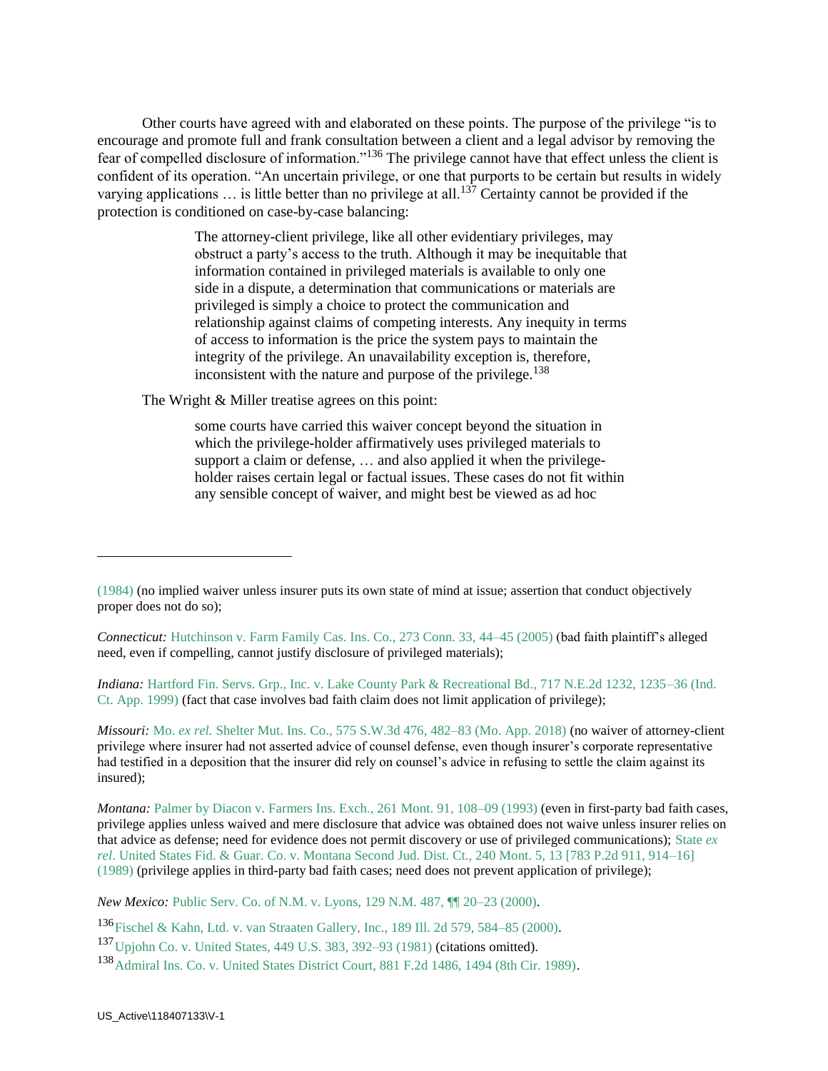Other courts have agreed with and elaborated on these points. The purpose of the privilege "is to encourage and promote full and frank consultation between a client and a legal advisor by removing the fear of compelled disclosure of information."[136] The privilege cannot have that effect unless the client is confident of its operation. "An uncertain privilege, or one that purports to be certain but results in widely varying applications … is little better than no privilege at all.[137] Certainty cannot be provided if the protection is conditioned on case-by-case balancing:

> The attorney-client privilege, like all other evidentiary privileges, may obstruct a party's access to the truth. Although it may be inequitable that information contained in privileged materials is available to only one side in a dispute, a determination that communications or materials are privileged is simply a choice to protect the communication and relationship against claims of competing interests. Any inequity in terms of access to information is the price the system pays to maintain the integrity of the privilege. An unavailability exception is, therefore, inconsistent with the nature and purpose of the privilege.[138]

The Wright & Miller treatise agrees on this point:

> some courts have carried this waiver concept beyond the situation in which the privilege-holder affirmatively uses privileged materials to support a claim or defense, … and also applied it when the privilege-holder raises certain legal or factual issues. These cases do not fit within any sensible concept of waiver, and might best be viewed as ad hoc

---

(1984) (no implied waiver unless insurer puts its own state of mind at issue; assertion that conduct objectively proper does not do so);

*Connecticut:* Hutchinson v. Farm Family Cas. Ins. Co., 273 Conn. 33, 44–45 (2005) (bad faith plaintiff's alleged need, even if compelling, cannot justify disclosure of privileged materials);

*Indiana:* Hartford Fin. Servs. Grp., Inc. v. Lake County Park & Recreational Bd., 717 N.E.2d 1232, 1235–36 (Ind. Ct. App. 1999) (fact that case involves bad faith claim does not limit application of privilege);

*Missouri:* Mo. *ex rel.* Shelter Mut. Ins. Co., 575 S.W.3d 476, 482–83 (Mo. App. 2018) (no waiver of attorney-client privilege where insurer had not asserted advice of counsel defense, even though insurer's corporate representative had testified in a deposition that the insurer did rely on counsel's advice in refusing to settle the claim against its insured);

*Montana:* Palmer by Diacon v. Farmers Ins. Exch., 261 Mont. 91, 108–09 (1993) (even in first-party bad faith cases, privilege applies unless waived and mere disclosure that advice was obtained does not waive unless insurer relies on that advice as defense; need for evidence does not permit discovery or use of privileged communications); State *ex rel.* United States Fid. & Guar. Co. v. Montana Second Jud. Dist. Ct., 240 Mont. 5, 13 [783 P.2d 911, 914–16] (1989) (privilege applies in third-party bad faith cases; need does not prevent application of privilege);

*New Mexico:* Public Serv. Co. of N.M. v. Lyons, 129 N.M. 487, ¶¶ 20–23 (2000).

[136] Fischel & Kahn, Ltd. v. van Straaten Gallery, Inc., 189 Ill. 2d 579, 584–85 (2000).

[137] Upjohn Co. v. United States, 449 U.S. 383, 392–93 (1981) (citations omitted).

[138] Admiral Ins. Co. v. United States District Court, 881 F.2d 1486, 1494 (8th Cir. 1989).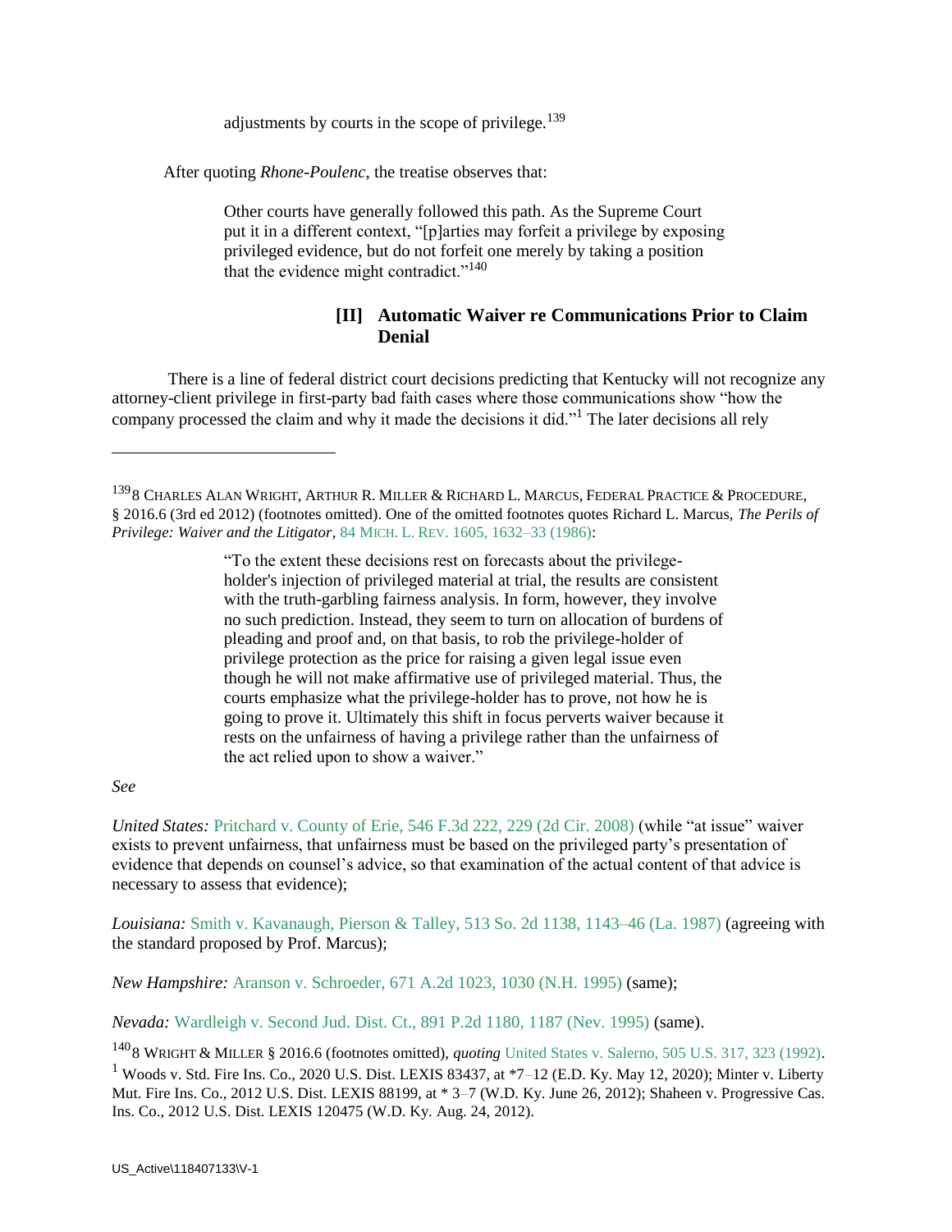adjustments by courts in the scope of privilege.[139]

After quoting *Rhone-Poulenc*, the treatise observes that:

> Other courts have generally followed this path. As the Supreme Court put it in a different context, "[p]arties may forfeit a privilege by exposing privileged evidence, but do not forfeit one merely by taking a position that the evidence might contradict."[140]

### [II] Automatic Waiver re Communications Prior to Claim Denial

There is a line of federal district court decisions predicting that Kentucky will not recognize any attorney-client privilege in first-party bad faith cases where those communications show "how the company processed the claim and why it made the decisions it did."[1] The later decisions all rely

---

[139] 8 CHARLES ALAN WRIGHT, ARTHUR R. MILLER & RICHARD L. MARCUS, FEDERAL PRACTICE & PROCEDURE, § 2016.6 (3rd ed 2012) (footnotes omitted). One of the omitted footnotes quotes Richard L. Marcus, *The Perils of Privilege: Waiver and the Litigator*, 84 MICH. L. REV. 1605, 1632–33 (1986):

> "To the extent these decisions rest on forecasts about the privilege-holder's injection of privileged material at trial, the results are consistent with the truth-garbling fairness analysis. In form, however, they involve no such prediction. Instead, they seem to turn on allocation of burdens of pleading and proof and, on that basis, to rob the privilege-holder of privilege protection as the price for raising a given legal issue even though he will not make affirmative use of privileged material. Thus, the courts emphasize what the privilege-holder has to prove, not how he is going to prove it. Ultimately this shift in focus perverts waiver because it rests on the unfairness of having a privilege rather than the unfairness of the act relied upon to show a waiver."

*See*

*United States:* Pritchard v. County of Erie, 546 F.3d 222, 229 (2d Cir. 2008) (while "at issue" waiver exists to prevent unfairness, that unfairness must be based on the privileged party's presentation of evidence that depends on counsel's advice, so that examination of the actual content of that advice is necessary to assess that evidence);

*Louisiana:* Smith v. Kavanaugh, Pierson & Talley, 513 So. 2d 1138, 1143–46 (La. 1987) (agreeing with the standard proposed by Prof. Marcus);

*New Hampshire:* Aranson v. Schroeder, 671 A.2d 1023, 1030 (N.H. 1995) (same);

*Nevada:* Wardleigh v. Second Jud. Dist. Ct., 891 P.2d 1180, 1187 (Nev. 1995) (same).

[140] 8 WRIGHT & MILLER § 2016.6 (footnotes omitted), *quoting* United States v. Salerno, 505 U.S. 317, 323 (1992).

[1] Woods v. Std. Fire Ins. Co., 2020 U.S. Dist. LEXIS 83437, at *7–12 (E.D. Ky. May 12, 2020); Minter v. Liberty Mut. Fire Ins. Co., 2012 U.S. Dist. LEXIS 88199, at * 3–7 (W.D. Ky. June 26, 2012); Shaheen v. Progressive Cas. Ins. Co., 2012 U.S. Dist. LEXIS 120475 (W.D. Ky. Aug. 24, 2012).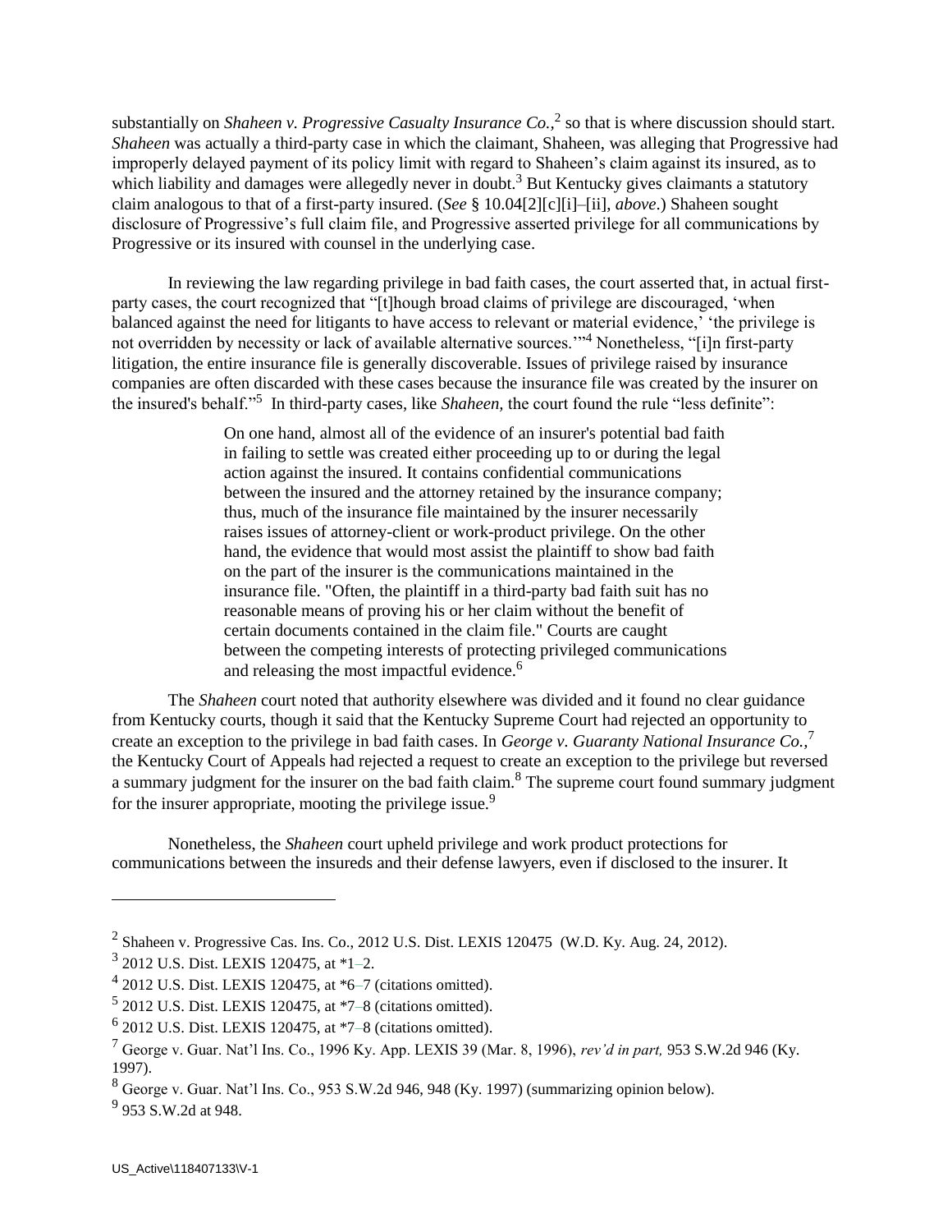substantially on *Shaheen v. Progressive Casualty Insurance Co.*,[2] so that is where discussion should start. *Shaheen* was actually a third-party case in which the claimant, Shaheen, was alleging that Progressive had improperly delayed payment of its policy limit with regard to Shaheen's claim against its insured, as to which liability and damages were allegedly never in doubt.[3] But Kentucky gives claimants a statutory claim analogous to that of a first-party insured. (*See* § 10.04[2][c][i]–[ii], *above*.) Shaheen sought disclosure of Progressive's full claim file, and Progressive asserted privilege for all communications by Progressive or its insured with counsel in the underlying case.

In reviewing the law regarding privilege in bad faith cases, the court asserted that, in actual first-party cases, the court recognized that "[t]hough broad claims of privilege are discouraged, 'when balanced against the need for litigants to have access to relevant or material evidence,' 'the privilege is not overridden by necessity or lack of available alternative sources.'"[4] Nonetheless, "[i]n first-party litigation, the entire insurance file is generally discoverable. Issues of privilege raised by insurance companies are often discarded with these cases because the insurance file was created by the insurer on the insured's behalf."[5] In third-party cases, like *Shaheen*, the court found the rule "less definite":

> On one hand, almost all of the evidence of an insurer's potential bad faith in failing to settle was created either proceeding up to or during the legal action against the insured. It contains confidential communications between the insured and the attorney retained by the insurance company; thus, much of the insurance file maintained by the insurer necessarily raises issues of attorney-client or work-product privilege. On the other hand, the evidence that would most assist the plaintiff to show bad faith on the part of the insurer is the communications maintained in the insurance file. "Often, the plaintiff in a third-party bad faith suit has no reasonable means of proving his or her claim without the benefit of certain documents contained in the claim file." Courts are caught between the competing interests of protecting privileged communications and releasing the most impactful evidence.[6]

The *Shaheen* court noted that authority elsewhere was divided and it found no clear guidance from Kentucky courts, though it said that the Kentucky Supreme Court had rejected an opportunity to create an exception to the privilege in bad faith cases. In *George v. Guaranty National Insurance Co.*,[7] the Kentucky Court of Appeals had rejected a request to create an exception to the privilege but reversed a summary judgment for the insurer on the bad faith claim.[8] The supreme court found summary judgment for the insurer appropriate, mooting the privilege issue.[9]

Nonetheless, the *Shaheen* court upheld privilege and work product protections for communications between the insureds and their defense lawyers, even if disclosed to the insurer. It

---

[2] Shaheen v. Progressive Cas. Ins. Co., 2012 U.S. Dist. LEXIS 120475 (W.D. Ky. Aug. 24, 2012).

[3] 2012 U.S. Dist. LEXIS 120475, at *1–2.

[4] 2012 U.S. Dist. LEXIS 120475, at *6–7 (citations omitted).

[5] 2012 U.S. Dist. LEXIS 120475, at *7–8 (citations omitted).

[6] 2012 U.S. Dist. LEXIS 120475, at *7–8 (citations omitted).

[7] George v. Guar. Nat'l Ins. Co., 1996 Ky. App. LEXIS 39 (Mar. 8, 1996), *rev'd in part,* 953 S.W.2d 946 (Ky. 1997).

[8] George v. Guar. Nat'l Ins. Co., 953 S.W.2d 946, 948 (Ky. 1997) (summarizing opinion below).

[9] 953 S.W.2d at 948.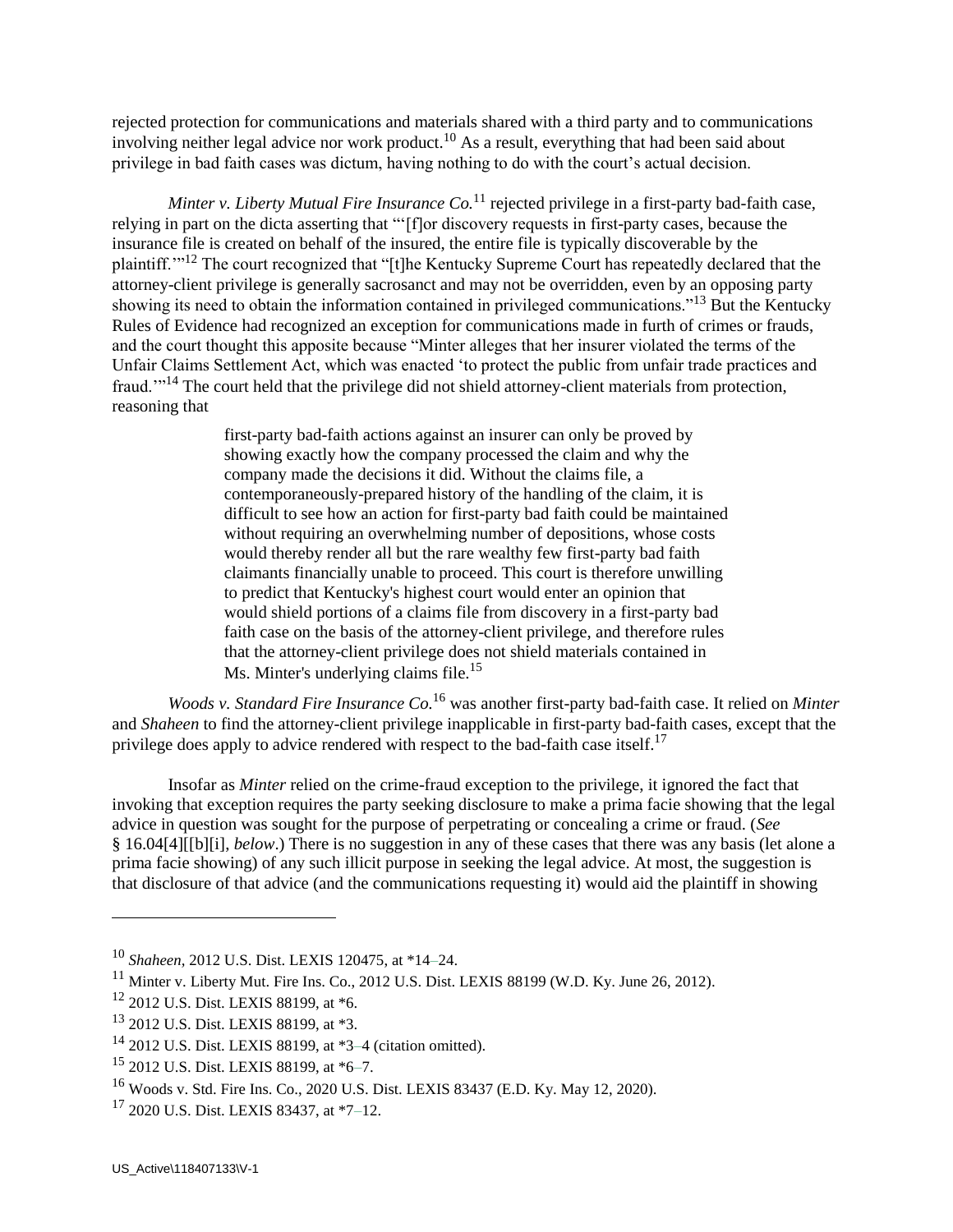rejected protection for communications and materials shared with a third party and to communications involving neither legal advice nor work product.[10] As a result, everything that had been said about privilege in bad faith cases was dictum, having nothing to do with the court's actual decision.

*Minter v. Liberty Mutual Fire Insurance Co.*[11] rejected privilege in a first-party bad-faith case, relying in part on the dicta asserting that "'[f]or discovery requests in first-party cases, because the insurance file is created on behalf of the insured, the entire file is typically discoverable by the plaintiff.'"[12] The court recognized that "[t]he Kentucky Supreme Court has repeatedly declared that the attorney-client privilege is generally sacrosanct and may not be overridden, even by an opposing party showing its need to obtain the information contained in privileged communications."[13] But the Kentucky Rules of Evidence had recognized an exception for communications made in furth of crimes or frauds, and the court thought this apposite because "Minter alleges that her insurer violated the terms of the Unfair Claims Settlement Act, which was enacted 'to protect the public from unfair trade practices and fraud.'"[14] The court held that the privilege did not shield attorney-client materials from protection, reasoning that

> first-party bad-faith actions against an insurer can only be proved by showing exactly how the company processed the claim and why the company made the decisions it did. Without the claims file, a contemporaneously-prepared history of the handling of the claim, it is difficult to see how an action for first-party bad faith could be maintained without requiring an overwhelming number of depositions, whose costs would thereby render all but the rare wealthy few first-party bad faith claimants financially unable to proceed. This court is therefore unwilling to predict that Kentucky's highest court would enter an opinion that would shield portions of a claims file from discovery in a first-party bad faith case on the basis of the attorney-client privilege, and therefore rules that the attorney-client privilege does not shield materials contained in Ms. Minter's underlying claims file.[15]

*Woods v. Standard Fire Insurance Co.*[16] was another first-party bad-faith case. It relied on *Minter* and *Shaheen* to find the attorney-client privilege inapplicable in first-party bad-faith cases, except that the privilege does apply to advice rendered with respect to the bad-faith case itself.[17]

Insofar as *Minter* relied on the crime-fraud exception to the privilege, it ignored the fact that invoking that exception requires the party seeking disclosure to make a prima facie showing that the legal advice in question was sought for the purpose of perpetrating or concealing a crime or fraud. (*See* § 16.04[4][[b][i], *below*.) There is no suggestion in any of these cases that there was any basis (let alone a prima facie showing) of any such illicit purpose in seeking the legal advice. At most, the suggestion is that disclosure of that advice (and the communications requesting it) would aid the plaintiff in showing

---

[10] *Shaheen*, 2012 U.S. Dist. LEXIS 120475, at *14–24.

[11] Minter v. Liberty Mut. Fire Ins. Co., 2012 U.S. Dist. LEXIS 88199 (W.D. Ky. June 26, 2012).

[12] 2012 U.S. Dist. LEXIS 88199, at *6.

[13] 2012 U.S. Dist. LEXIS 88199, at *3.

[14] 2012 U.S. Dist. LEXIS 88199, at *3–4 (citation omitted).

[15] 2012 U.S. Dist. LEXIS 88199, at *6–7.

[16] Woods v. Std. Fire Ins. Co., 2020 U.S. Dist. LEXIS 83437 (E.D. Ky. May 12, 2020).

[17] 2020 U.S. Dist. LEXIS 83437, at *7–12.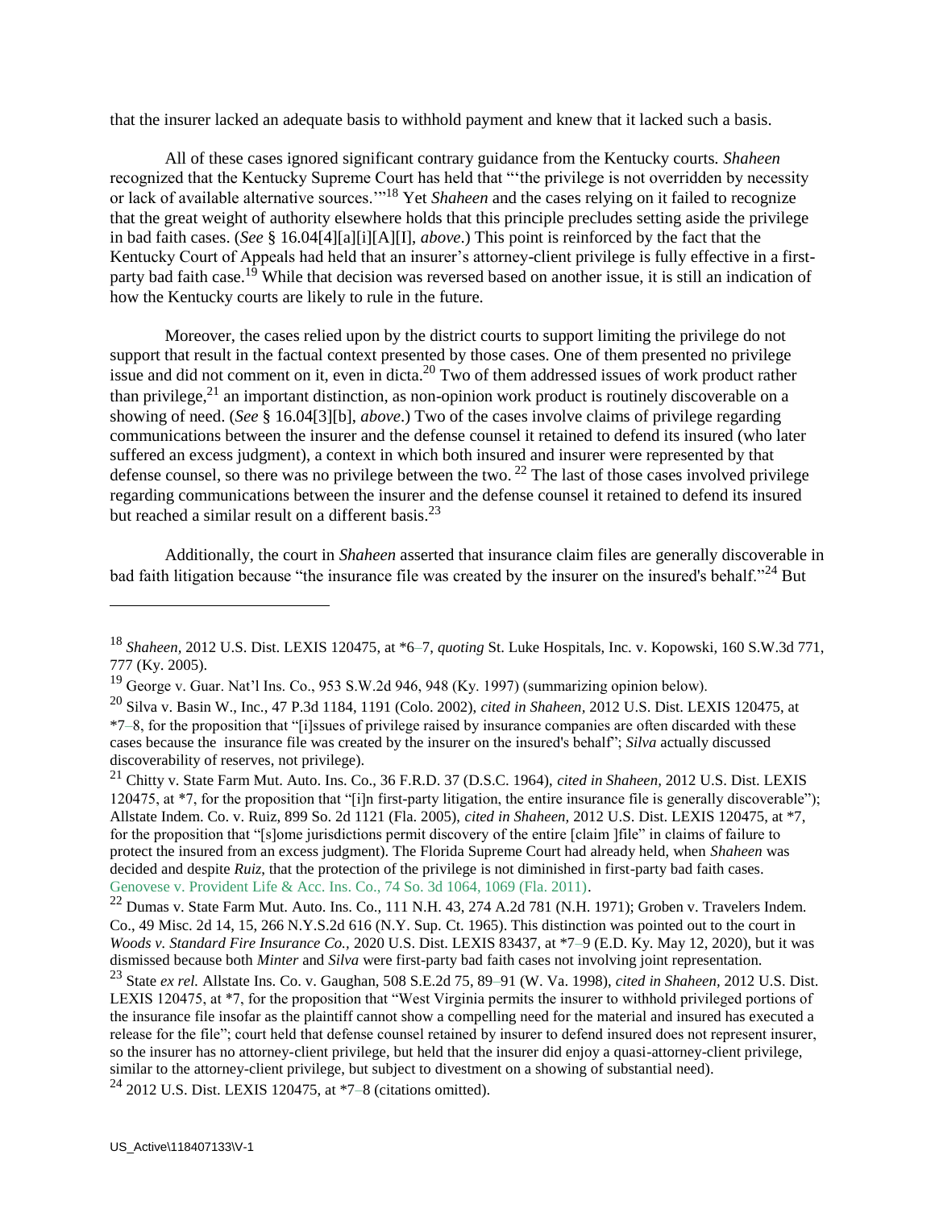that the insurer lacked an adequate basis to withhold payment and knew that it lacked such a basis.

All of these cases ignored significant contrary guidance from the Kentucky courts. *Shaheen* recognized that the Kentucky Supreme Court has held that "'the privilege is not overridden by necessity or lack of available alternative sources.'"[18] Yet *Shaheen* and the cases relying on it failed to recognize that the great weight of authority elsewhere holds that this principle precludes setting aside the privilege in bad faith cases. (*See* § 16.04[4][a][i][A][I], *above*.) This point is reinforced by the fact that the Kentucky Court of Appeals had held that an insurer's attorney-client privilege is fully effective in a first-party bad faith case.[19] While that decision was reversed based on another issue, it is still an indication of how the Kentucky courts are likely to rule in the future.

Moreover, the cases relied upon by the district courts to support limiting the privilege do not support that result in the factual context presented by those cases. One of them presented no privilege issue and did not comment on it, even in dicta.[20] Two of them addressed issues of work product rather than privilege,[21] an important distinction, as non-opinion work product is routinely discoverable on a showing of need. (*See* § 16.04[3][b], *above*.) Two of the cases involve claims of privilege regarding communications between the insurer and the defense counsel it retained to defend its insured (who later suffered an excess judgment), a context in which both insured and insurer were represented by that defense counsel, so there was no privilege between the two. [22] The last of those cases involved privilege regarding communications between the insurer and the defense counsel it retained to defend its insured but reached a similar result on a different basis.[23]

Additionally, the court in *Shaheen* asserted that insurance claim files are generally discoverable in bad faith litigation because "the insurance file was created by the insurer on the insured's behalf."[24] But

---

[18] *Shaheen*, 2012 U.S. Dist. LEXIS 120475, at *6–7, *quoting* St. Luke Hospitals, Inc. v. Kopowski, 160 S.W.3d 771, 777 (Ky. 2005).

[19] George v. Guar. Nat'l Ins. Co., 953 S.W.2d 946, 948 (Ky. 1997) (summarizing opinion below).

[20] Silva v. Basin W., Inc., 47 P.3d 1184, 1191 (Colo. 2002), *cited in Shaheen,* 2012 U.S. Dist. LEXIS 120475, at *7–8, for the proposition that "[i]ssues of privilege raised by insurance companies are often discarded with these cases because the insurance file was created by the insurer on the insured's behalf"; *Silva* actually discussed discoverability of reserves, not privilege).

[21] Chitty v. State Farm Mut. Auto. Ins. Co., 36 F.R.D. 37 (D.S.C. 1964), *cited in Shaheen,* 2012 U.S. Dist. LEXIS 120475, at *7, for the proposition that "[i]n first-party litigation, the entire insurance file is generally discoverable"); Allstate Indem. Co. v. Ruiz, 899 So. 2d 1121 (Fla. 2005), *cited in Shaheen,* 2012 U.S. Dist. LEXIS 120475, at *7, for the proposition that "[s]ome jurisdictions permit discovery of the entire [claim ]file" in claims of failure to protect the insured from an excess judgment). The Florida Supreme Court had already held, when *Shaheen* was decided and despite *Ruiz*, that the protection of the privilege is not diminished in first-party bad faith cases. Genovese v. Provident Life & Acc. Ins. Co., 74 So. 3d 1064, 1069 (Fla. 2011).

[22] Dumas v. State Farm Mut. Auto. Ins. Co., 111 N.H. 43, 274 A.2d 781 (N.H. 1971); Groben v. Travelers Indem. Co., 49 Misc. 2d 14, 15, 266 N.Y.S.2d 616 (N.Y. Sup. Ct. 1965). This distinction was pointed out to the court in *Woods v. Standard Fire Insurance Co.,* 2020 U.S. Dist. LEXIS 83437, at *7–9 (E.D. Ky. May 12, 2020), but it was dismissed because both *Minter* and *Silva* were first-party bad faith cases not involving joint representation.

[23] State *ex rel.* Allstate Ins. Co. v. Gaughan, 508 S.E.2d 75, 89–91 (W. Va. 1998), *cited in Shaheen,* 2012 U.S. Dist. LEXIS 120475, at *7, for the proposition that "West Virginia permits the insurer to withhold privileged portions of the insurance file insofar as the plaintiff cannot show a compelling need for the material and insured has executed a release for the file"; court held that defense counsel retained by insurer to defend insured does not represent insurer, so the insurer has no attorney-client privilege, but held that the insurer did enjoy a quasi-attorney-client privilege, similar to the attorney-client privilege, but subject to divestment on a showing of substantial need).

[24] 2012 U.S. Dist. LEXIS 120475, at *7–8 (citations omitted).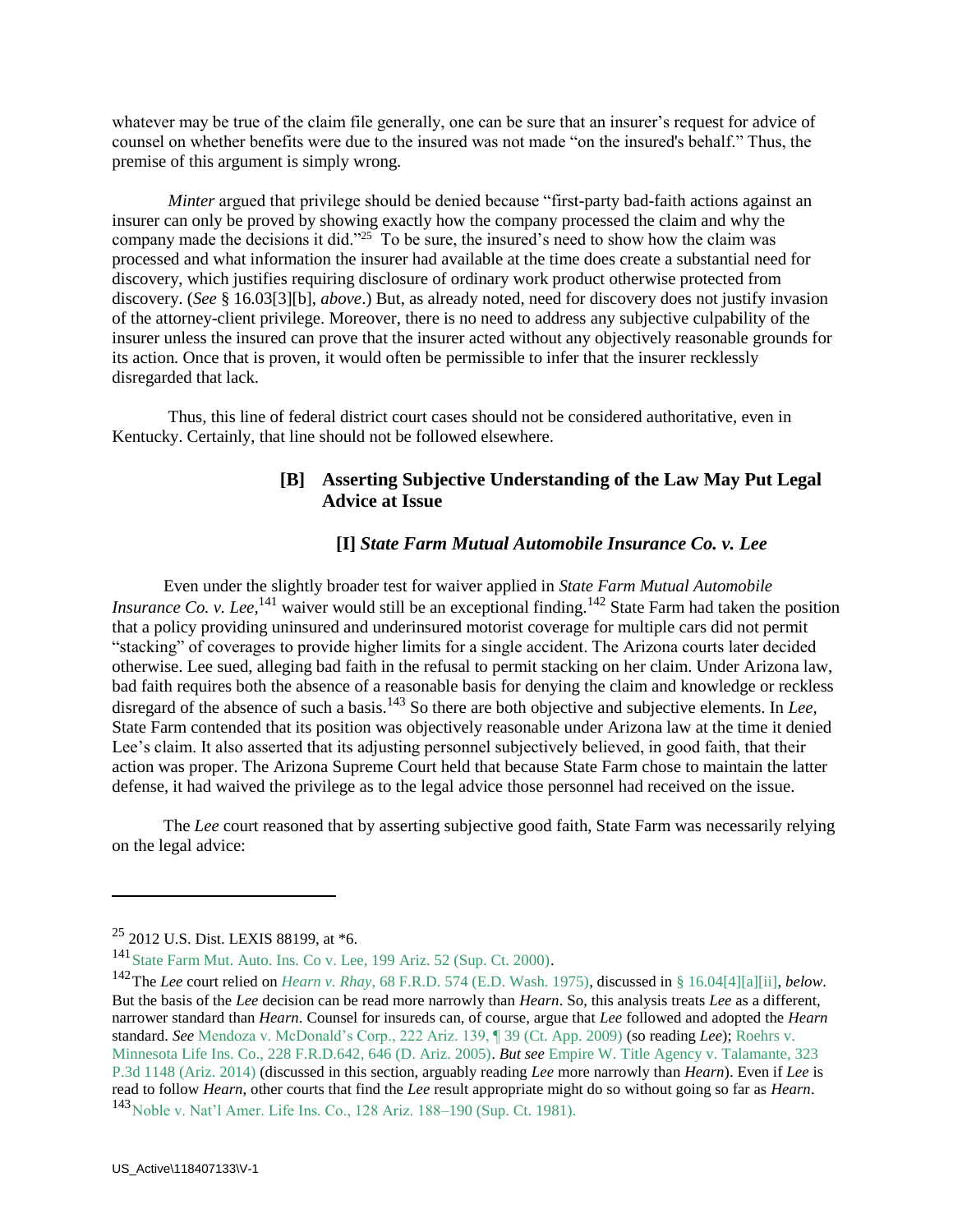whatever may be true of the claim file generally, one can be sure that an insurer's request for advice of counsel on whether benefits were due to the insured was not made "on the insured's behalf." Thus, the premise of this argument is simply wrong.

*Minter* argued that privilege should be denied because "first-party bad-faith actions against an insurer can only be proved by showing exactly how the company processed the claim and why the company made the decisions it did."[25] To be sure, the insured's need to show how the claim was processed and what information the insurer had available at the time does create a substantial need for discovery, which justifies requiring disclosure of ordinary work product otherwise protected from discovery. (*See* § 16.03[3][b], *above*.) But, as already noted, need for discovery does not justify invasion of the attorney-client privilege. Moreover, there is no need to address any subjective culpability of the insurer unless the insured can prove that the insurer acted without any objectively reasonable grounds for its action. Once that is proven, it would often be permissible to infer that the insurer recklessly disregarded that lack.

Thus, this line of federal district court cases should not be considered authoritative, even in Kentucky. Certainly, that line should not be followed elsewhere.

### [B] Asserting Subjective Understanding of the Law May Put Legal Advice at Issue

#### [I] *State Farm Mutual Automobile Insurance Co. v. Lee*

Even under the slightly broader test for waiver applied in *State Farm Mutual Automobile Insurance Co. v. Lee*,[141] waiver would still be an exceptional finding.[142] State Farm had taken the position that a policy providing uninsured and underinsured motorist coverage for multiple cars did not permit "stacking" of coverages to provide higher limits for a single accident. The Arizona courts later decided otherwise. Lee sued, alleging bad faith in the refusal to permit stacking on her claim. Under Arizona law, bad faith requires both the absence of a reasonable basis for denying the claim and knowledge or reckless disregard of the absence of such a basis.[143] So there are both objective and subjective elements. In *Lee*, State Farm contended that its position was objectively reasonable under Arizona law at the time it denied Lee's claim. It also asserted that its adjusting personnel subjectively believed, in good faith, that their action was proper. The Arizona Supreme Court held that because State Farm chose to maintain the latter defense, it had waived the privilege as to the legal advice those personnel had received on the issue.

The *Lee* court reasoned that by asserting subjective good faith, State Farm was necessarily relying on the legal advice:

---

[25] 2012 U.S. Dist. LEXIS 88199, at *6.

[141] State Farm Mut. Auto. Ins. Co v. Lee, 199 Ariz. 52 (Sup. Ct. 2000).

[142] The *Lee* court relied on *Hearn v. Rhay*, 68 F.R.D. 574 (E.D. Wash. 1975), discussed in § 16.04[4][a][ii], *below*. But the basis of the *Lee* decision can be read more narrowly than *Hearn*. So, this analysis treats *Lee* as a different, narrower standard than *Hearn*. Counsel for insureds can, of course, argue that *Lee* followed and adopted the *Hearn* standard. *See* Mendoza v. McDonald's Corp., 222 Ariz. 139, ¶ 39 (Ct. App. 2009) (so reading *Lee*); Roehrs v. Minnesota Life Ins. Co., 228 F.R.D.642, 646 (D. Ariz. 2005). ***But see*** Empire W. Title Agency v. Talamante, 323 P.3d 1148 (Ariz. 2014) (discussed in this section, arguably reading *Lee* more narrowly than *Hearn*). Even if *Lee* is read to follow *Hearn*, other courts that find the *Lee* result appropriate might do so without going so far as *Hearn*.

[143] Noble v. Nat'l Amer. Life Ins. Co., 128 Ariz. 188–190 (Sup. Ct. 1981).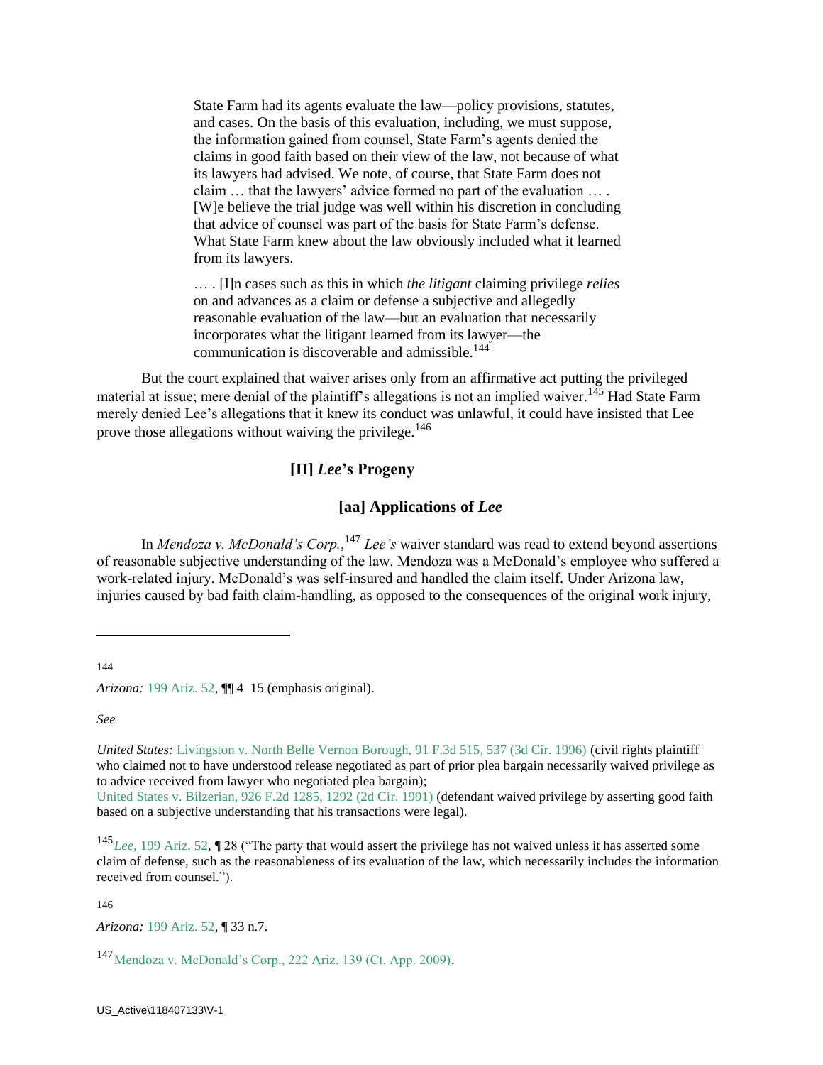> State Farm had its agents evaluate the law—policy provisions, statutes, and cases. On the basis of this evaluation, including, we must suppose, the information gained from counsel, State Farm's agents denied the claims in good faith based on their view of the law, not because of what its lawyers had advised. We note, of course, that State Farm does not claim … that the lawyers' advice formed no part of the evaluation … . [W]e believe the trial judge was well within his discretion in concluding that advice of counsel was part of the basis for State Farm's defense. What State Farm knew about the law obviously included what it learned from its lawyers.
>
> … . [I]n cases such as this in which *the litigant* claiming privilege *relies* on and advances as a claim or defense a subjective and allegedly reasonable evaluation of the law—but an evaluation that necessarily incorporates what the litigant learned from its lawyer—the communication is discoverable and admissible.[144]

But the court explained that waiver arises only from an affirmative act putting the privileged material at issue; mere denial of the plaintiff's allegations is not an implied waiver.[145] Had State Farm merely denied Lee's allegations that it knew its conduct was unlawful, it could have insisted that Lee prove those allegations without waiving the privilege.[146]

### [II] *Lee*'s Progeny

#### [aa] Applications of *Lee*

In *Mendoza v. McDonald's Corp.*,[147] *Lee's* waiver standard was read to extend beyond assertions of reasonable subjective understanding of the law. Mendoza was a McDonald's employee who suffered a work-related injury. McDonald's was self-insured and handled the claim itself. Under Arizona law, injuries caused by bad faith claim-handling, as opposed to the consequences of the original work injury,

---

144

*Arizona:* 199 Ariz. 52, ¶¶ 4–15 (emphasis original).

*See*

*United States:* Livingston v. North Belle Vernon Borough, 91 F.3d 515, 537 (3d Cir. 1996) (civil rights plaintiff who claimed not to have understood release negotiated as part of prior plea bargain necessarily waived privilege as to advice received from lawyer who negotiated plea bargain);
United States v. Bilzerian, 926 F.2d 1285, 1292 (2d Cir. 1991) (defendant waived privilege by asserting good faith based on a subjective understanding that his transactions were legal).

145 *Lee,* 199 Ariz. 52, ¶ 28 ("The party that would assert the privilege has not waived unless it has asserted some claim of defense, such as the reasonableness of its evaluation of the law, which necessarily includes the information received from counsel.").

146

*Arizona:* 199 Ariz. 52, ¶ 33 n.7.

147 Mendoza v. McDonald's Corp., 222 Ariz. 139 (Ct. App. 2009).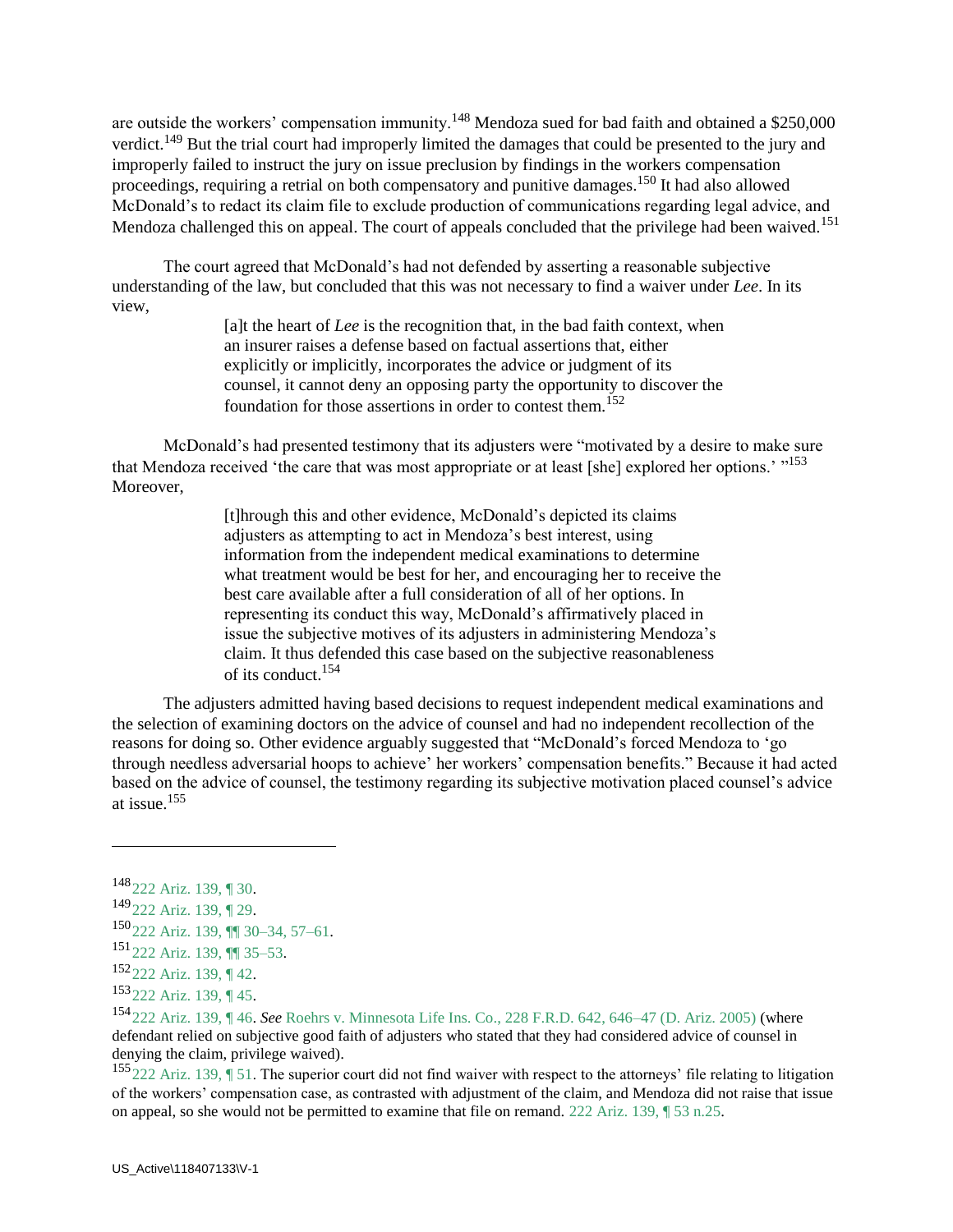are outside the workers' compensation immunity.[148] Mendoza sued for bad faith and obtained a $250,000 verdict.[149] But the trial court had improperly limited the damages that could be presented to the jury and improperly failed to instruct the jury on issue preclusion by findings in the workers compensation proceedings, requiring a retrial on both compensatory and punitive damages.[150] It had also allowed McDonald's to redact its claim file to exclude production of communications regarding legal advice, and Mendoza challenged this on appeal. The court of appeals concluded that the privilege had been waived.[151]

The court agreed that McDonald's had not defended by asserting a reasonable subjective understanding of the law, but concluded that this was not necessary to find a waiver under *Lee*. In its view,

> [a]t the heart of *Lee* is the recognition that, in the bad faith context, when an insurer raises a defense based on factual assertions that, either explicitly or implicitly, incorporates the advice or judgment of its counsel, it cannot deny an opposing party the opportunity to discover the foundation for those assertions in order to contest them.[152]

McDonald's had presented testimony that its adjusters were "motivated by a desire to make sure that Mendoza received 'the care that was most appropriate or at least [she] explored her options.' "[153] Moreover,

> [t]hrough this and other evidence, McDonald's depicted its claims adjusters as attempting to act in Mendoza's best interest, using information from the independent medical examinations to determine what treatment would be best for her, and encouraging her to receive the best care available after a full consideration of all of her options. In representing its conduct this way, McDonald's affirmatively placed in issue the subjective motives of its adjusters in administering Mendoza's claim. It thus defended this case based on the subjective reasonableness of its conduct.[154]

The adjusters admitted having based decisions to request independent medical examinations and the selection of examining doctors on the advice of counsel and had no independent recollection of the reasons for doing so. Other evidence arguably suggested that "McDonald's forced Mendoza to 'go through needless adversarial hoops to achieve' her workers' compensation benefits." Because it had acted based on the advice of counsel, the testimony regarding its subjective motivation placed counsel's advice at issue.[155]

---

[148] 222 Ariz. 139, ¶ 30.

[149] 222 Ariz. 139, ¶ 29.

[150] 222 Ariz. 139, ¶¶ 30–34, 57–61.

[151] 222 Ariz. 139, ¶¶ 35–53.

[152] 222 Ariz. 139, ¶ 42.

[153] 222 Ariz. 139, ¶ 45.

[154] 222 Ariz. 139, ¶ 46. *See* Roehrs v. Minnesota Life Ins. Co., 228 F.R.D. 642, 646–47 (D. Ariz. 2005) (where defendant relied on subjective good faith of adjusters who stated that they had considered advice of counsel in denying the claim, privilege waived).

[155] 222 Ariz. 139, ¶ 51. The superior court did not find waiver with respect to the attorneys' file relating to litigation of the workers' compensation case, as contrasted with adjustment of the claim, and Mendoza did not raise that issue on appeal, so she would not be permitted to examine that file on remand. 222 Ariz. 139, ¶ 53 n.25.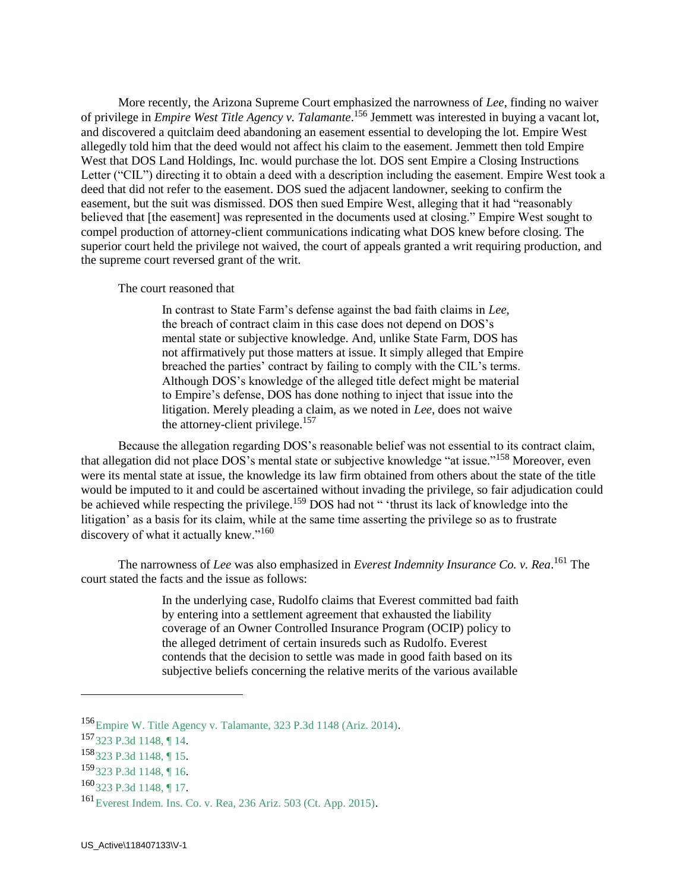More recently, the Arizona Supreme Court emphasized the narrowness of *Lee*, finding no waiver of privilege in *Empire West Title Agency v. Talamante*.[156] Jemmett was interested in buying a vacant lot, and discovered a quitclaim deed abandoning an easement essential to developing the lot. Empire West allegedly told him that the deed would not affect his claim to the easement. Jemmett then told Empire West that DOS Land Holdings, Inc. would purchase the lot. DOS sent Empire a Closing Instructions Letter ("CIL") directing it to obtain a deed with a description including the easement. Empire West took a deed that did not refer to the easement. DOS sued the adjacent landowner, seeking to confirm the easement, but the suit was dismissed. DOS then sued Empire West, alleging that it had "reasonably believed that [the easement] was represented in the documents used at closing." Empire West sought to compel production of attorney-client communications indicating what DOS knew before closing. The superior court held the privilege not waived, the court of appeals granted a writ requiring production, and the supreme court reversed grant of the writ.

The court reasoned that

> In contrast to State Farm's defense against the bad faith claims in *Lee*, the breach of contract claim in this case does not depend on DOS's mental state or subjective knowledge. And, unlike State Farm, DOS has not affirmatively put those matters at issue. It simply alleged that Empire breached the parties' contract by failing to comply with the CIL's terms. Although DOS's knowledge of the alleged title defect might be material to Empire's defense, DOS has done nothing to inject that issue into the litigation. Merely pleading a claim, as we noted in *Lee*, does not waive the attorney-client privilege.[157]

Because the allegation regarding DOS's reasonable belief was not essential to its contract claim, that allegation did not place DOS's mental state or subjective knowledge "at issue."[158] Moreover, even were its mental state at issue, the knowledge its law firm obtained from others about the state of the title would be imputed to it and could be ascertained without invading the privilege, so fair adjudication could be achieved while respecting the privilege.[159] DOS had not " 'thrust its lack of knowledge into the litigation' as a basis for its claim, while at the same time asserting the privilege so as to frustrate discovery of what it actually knew."[160]

The narrowness of *Lee* was also emphasized in *Everest Indemnity Insurance Co. v. Rea*.[161] The court stated the facts and the issue as follows:

> In the underlying case, Rudolfo claims that Everest committed bad faith by entering into a settlement agreement that exhausted the liability coverage of an Owner Controlled Insurance Program (OCIP) policy to the alleged detriment of certain insureds such as Rudolfo. Everest contends that the decision to settle was made in good faith based on its subjective beliefs concerning the relative merits of the various available

---

[156] Empire W. Title Agency v. Talamante, 323 P.3d 1148 (Ariz. 2014).

[157] 323 P.3d 1148, ¶ 14.

[158] 323 P.3d 1148, ¶ 15.

[159] 323 P.3d 1148, ¶ 16.

[160] 323 P.3d 1148, ¶ 17.

[161] Everest Indem. Ins. Co. v. Rea, 236 Ariz. 503 (Ct. App. 2015).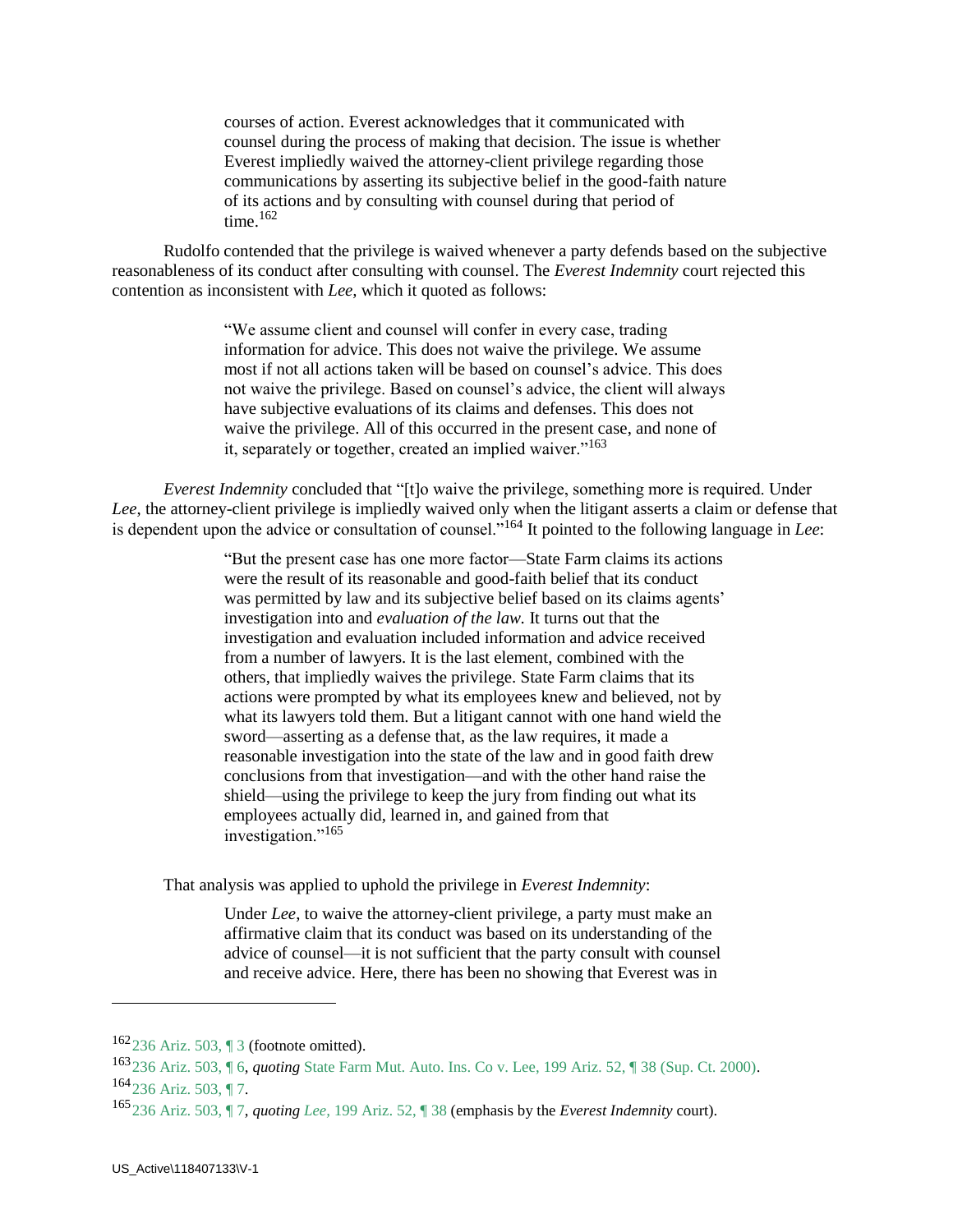> courses of action. Everest acknowledges that it communicated with counsel during the process of making that decision. The issue is whether Everest impliedly waived the attorney-client privilege regarding those communications by asserting its subjective belief in the good-faith nature of its actions and by consulting with counsel during that period of time.[162]

Rudolfo contended that the privilege is waived whenever a party defends based on the subjective reasonableness of its conduct after consulting with counsel. The *Everest Indemnity* court rejected this contention as inconsistent with *Lee,* which it quoted as follows:

> "We assume client and counsel will confer in every case, trading information for advice. This does not waive the privilege. We assume most if not all actions taken will be based on counsel's advice. This does not waive the privilege. Based on counsel's advice, the client will always have subjective evaluations of its claims and defenses. This does not waive the privilege. All of this occurred in the present case, and none of it, separately or together, created an implied waiver."[163]

*Everest Indemnity* concluded that "[t]o waive the privilege, something more is required. Under *Lee*, the attorney-client privilege is impliedly waived only when the litigant asserts a claim or defense that is dependent upon the advice or consultation of counsel."[164] It pointed to the following language in *Lee*:

> "But the present case has one more factor—State Farm claims its actions were the result of its reasonable and good-faith belief that its conduct was permitted by law and its subjective belief based on its claims agents' investigation into and *evaluation of the law.* It turns out that the investigation and evaluation included information and advice received from a number of lawyers. It is the last element, combined with the others, that impliedly waives the privilege. State Farm claims that its actions were prompted by what its employees knew and believed, not by what its lawyers told them. But a litigant cannot with one hand wield the sword—asserting as a defense that, as the law requires, it made a reasonable investigation into the state of the law and in good faith drew conclusions from that investigation—and with the other hand raise the shield—using the privilege to keep the jury from finding out what its employees actually did, learned in, and gained from that investigation."[165]

That analysis was applied to uphold the privilege in *Everest Indemnity*:

> Under *Lee,* to waive the attorney-client privilege, a party must make an affirmative claim that its conduct was based on its understanding of the advice of counsel—it is not sufficient that the party consult with counsel and receive advice. Here, there has been no showing that Everest was in

---

[162] 236 Ariz. 503, ¶ 3 (footnote omitted).

[163] 236 Ariz. 503, ¶ 6, *quoting* State Farm Mut. Auto. Ins. Co v. Lee, 199 Ariz. 52, ¶ 38 (Sup. Ct. 2000).

[164] 236 Ariz. 503, ¶ 7.

[165] 236 Ariz. 503, ¶ 7, *quoting Lee,* 199 Ariz. 52, ¶ 38 (emphasis by the *Everest Indemnity* court).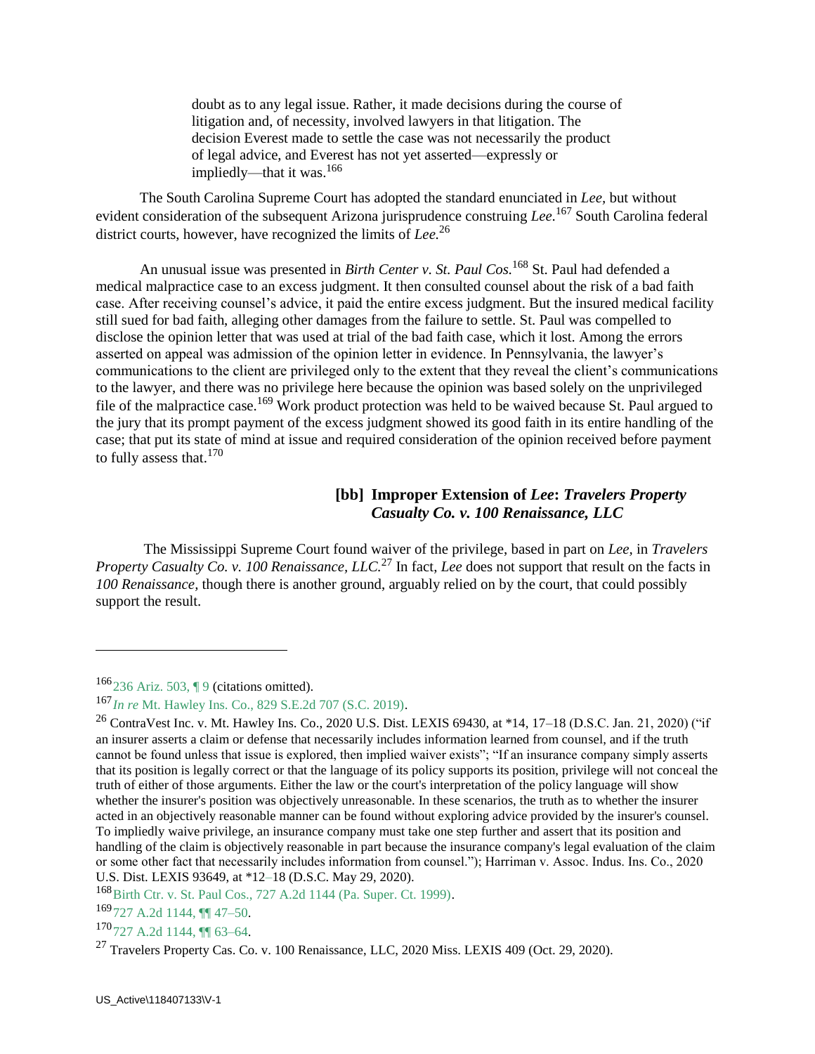> doubt as to any legal issue. Rather, it made decisions during the course of litigation and, of necessity, involved lawyers in that litigation. The decision Everest made to settle the case was not necessarily the product of legal advice, and Everest has not yet asserted—expressly or impliedly—that it was.[166]

The South Carolina Supreme Court has adopted the standard enunciated in *Lee,* but without evident consideration of the subsequent Arizona jurisprudence construing *Lee.*[167] South Carolina federal district courts, however, have recognized the limits of *Lee.*[26]

An unusual issue was presented in *Birth Center v. St. Paul Cos.*[168] St. Paul had defended a medical malpractice case to an excess judgment. It then consulted counsel about the risk of a bad faith case. After receiving counsel's advice, it paid the entire excess judgment. But the insured medical facility still sued for bad faith, alleging other damages from the failure to settle. St. Paul was compelled to disclose the opinion letter that was used at trial of the bad faith case, which it lost. Among the errors asserted on appeal was admission of the opinion letter in evidence. In Pennsylvania, the lawyer's communications to the client are privileged only to the extent that they reveal the client's communications to the lawyer, and there was no privilege here because the opinion was based solely on the unprivileged file of the malpractice case.[169] Work product protection was held to be waived because St. Paul argued to the jury that its prompt payment of the excess judgment showed its good faith in its entire handling of the case; that put its state of mind at issue and required consideration of the opinion received before payment to fully assess that.[170]

#### [bb] Improper Extension of *Lee*: *Travelers Property Casualty Co. v. 100 Renaissance, LLC*

The Mississippi Supreme Court found waiver of the privilege, based in part on *Lee,* in *Travelers Property Casualty Co. v. 100 Renaissance, LLC.*[27] In fact, *Lee* does not support that result on the facts in *100 Renaissance,* though there is another ground, arguably relied on by the court, that could possibly support the result.

---

[166] 236 Ariz. 503, ¶ 9 (citations omitted).

[167] *In re* Mt. Hawley Ins. Co., 829 S.E.2d 707 (S.C. 2019).

[26] ContraVest Inc. v. Mt. Hawley Ins. Co., 2020 U.S. Dist. LEXIS 69430, at *14, 17–18 (D.S.C. Jan. 21, 2020) ("if an insurer asserts a claim or defense that necessarily includes information learned from counsel, and if the truth cannot be found unless that issue is explored, then implied waiver exists"; "If an insurance company simply asserts that its position is legally correct or that the language of its policy supports its position, privilege will not conceal the truth of either of those arguments. Either the law or the court's interpretation of the policy language will show whether the insurer's position was objectively unreasonable. In these scenarios, the truth as to whether the insurer acted in an objectively reasonable manner can be found without exploring advice provided by the insurer's counsel. To impliedly waive privilege, an insurance company must take one step further and assert that its position and handling of the claim is objectively reasonable in part because the insurance company's legal evaluation of the claim or some other fact that necessarily includes information from counsel."); Harriman v. Assoc. Indus. Ins. Co., 2020 U.S. Dist. LEXIS 93649, at *12–18 (D.S.C. May 29, 2020).

[168] Birth Ctr. v. St. Paul Cos., 727 A.2d 1144 (Pa. Super. Ct. 1999).

[169] 727 A.2d 1144, ¶¶ 47–50.

[170] 727 A.2d 1144, ¶¶ 63–64.

[27] Travelers Property Cas. Co. v. 100 Renaissance, LLC, 2020 Miss. LEXIS 409 (Oct. 29, 2020).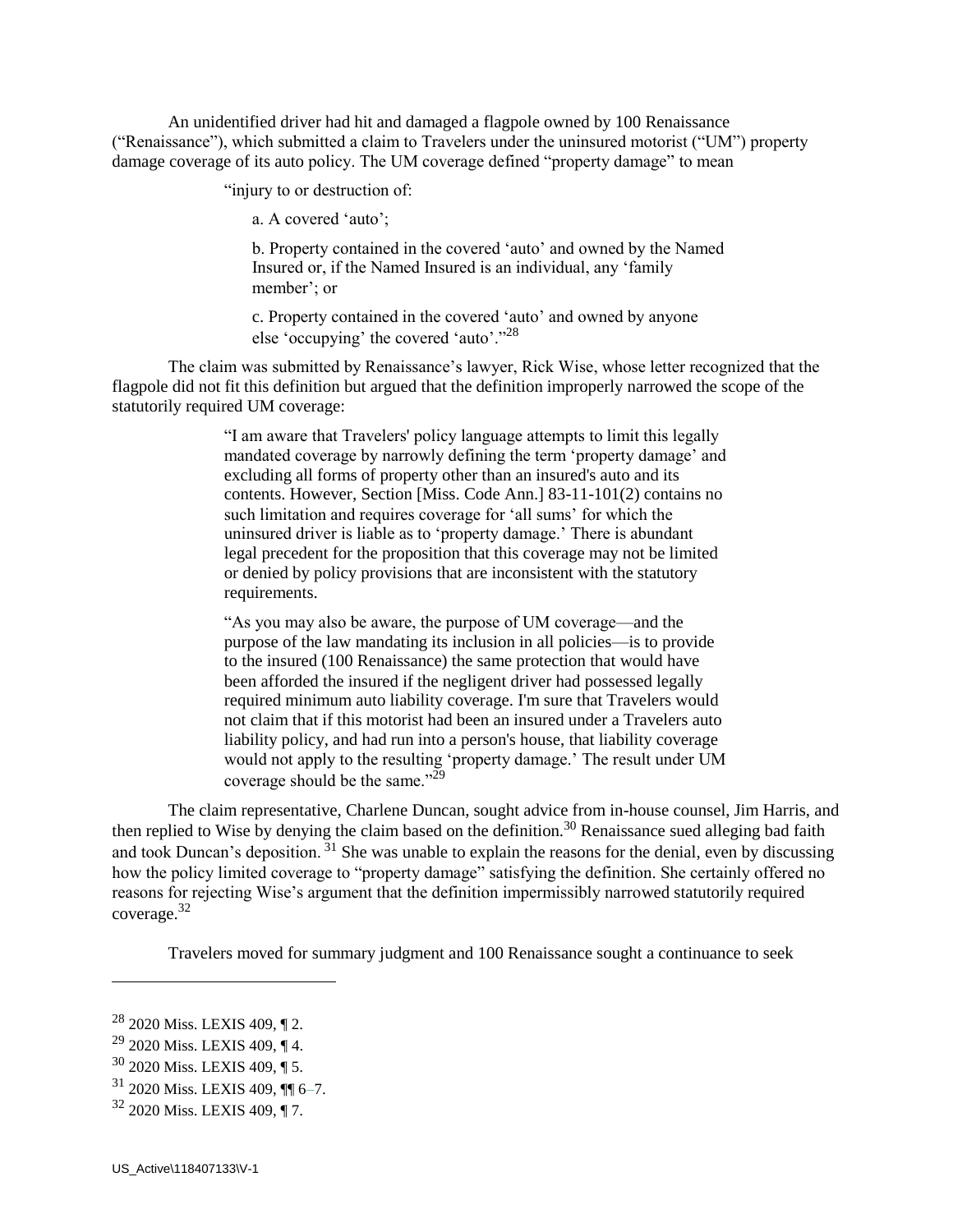An unidentified driver had hit and damaged a flagpole owned by 100 Renaissance ("Renaissance"), which submitted a claim to Travelers under the uninsured motorist ("UM") property damage coverage of its auto policy. The UM coverage defined "property damage" to mean

> "injury to or destruction of:
>
> a. A covered 'auto';
>
> b. Property contained in the covered 'auto' and owned by the Named Insured or, if the Named Insured is an individual, any 'family member'; or
>
> c. Property contained in the covered 'auto' and owned by anyone else 'occupying' the covered 'auto'."[28]

The claim was submitted by Renaissance's lawyer, Rick Wise, whose letter recognized that the flagpole did not fit this definition but argued that the definition improperly narrowed the scope of the statutorily required UM coverage:

> "I am aware that Travelers' policy language attempts to limit this legally mandated coverage by narrowly defining the term 'property damage' and excluding all forms of property other than an insured's auto and its contents. However, Section [Miss. Code Ann.] 83-11-101(2) contains no such limitation and requires coverage for 'all sums' for which the uninsured driver is liable as to 'property damage.' There is abundant legal precedent for the proposition that this coverage may not be limited or denied by policy provisions that are inconsistent with the statutory requirements.
>
> "As you may also be aware, the purpose of UM coverage—and the purpose of the law mandating its inclusion in all policies—is to provide to the insured (100 Renaissance) the same protection that would have been afforded the insured if the negligent driver had possessed legally required minimum auto liability coverage. I'm sure that Travelers would not claim that if this motorist had been an insured under a Travelers auto liability policy, and had run into a person's house, that liability coverage would not apply to the resulting 'property damage.' The result under UM coverage should be the same."[29]

The claim representative, Charlene Duncan, sought advice from in-house counsel, Jim Harris, and then replied to Wise by denying the claim based on the definition.[30] Renaissance sued alleging bad faith and took Duncan's deposition.[31] She was unable to explain the reasons for the denial, even by discussing how the policy limited coverage to "property damage" satisfying the definition. She certainly offered no reasons for rejecting Wise's argument that the definition impermissibly narrowed statutorily required coverage.[32]

Travelers moved for summary judgment and 100 Renaissance sought a continuance to seek

---

[28] 2020 Miss. LEXIS 409, ¶ 2.

[29] 2020 Miss. LEXIS 409, ¶ 4.

[30] 2020 Miss. LEXIS 409, ¶ 5.

[31] 2020 Miss. LEXIS 409, ¶¶ 6–7.

[32] 2020 Miss. LEXIS 409, ¶ 7.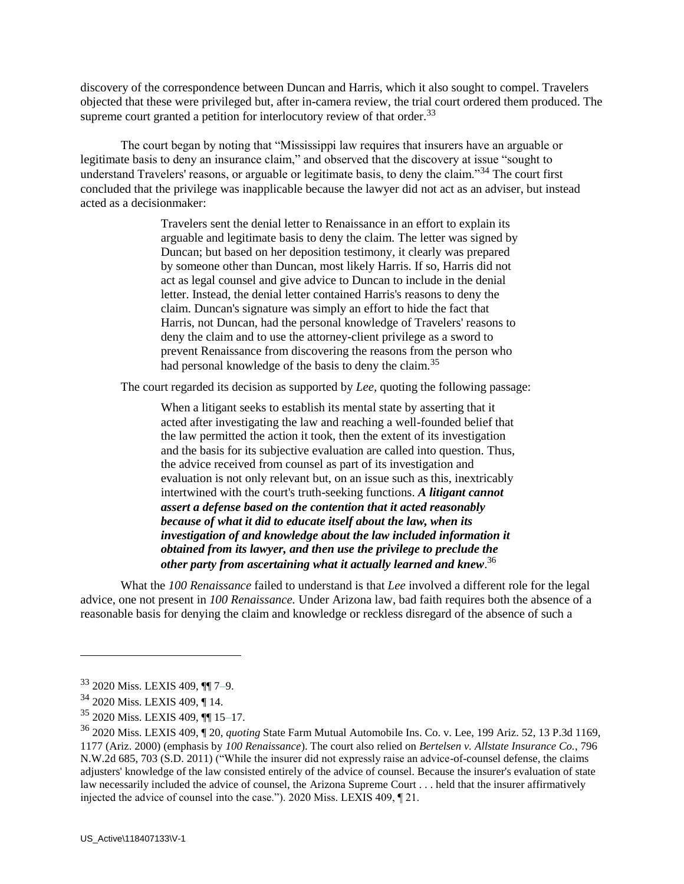discovery of the correspondence between Duncan and Harris, which it also sought to compel. Travelers objected that these were privileged but, after in-camera review, the trial court ordered them produced. The supreme court granted a petition for interlocutory review of that order.[33]

The court began by noting that "Mississippi law requires that insurers have an arguable or legitimate basis to deny an insurance claim," and observed that the discovery at issue "sought to understand Travelers' reasons, or arguable or legitimate basis, to deny the claim."[34] The court first concluded that the privilege was inapplicable because the lawyer did not act as an adviser, but instead acted as a decisionmaker:

> Travelers sent the denial letter to Renaissance in an effort to explain its arguable and legitimate basis to deny the claim. The letter was signed by Duncan; but based on her deposition testimony, it clearly was prepared by someone other than Duncan, most likely Harris. If so, Harris did not act as legal counsel and give advice to Duncan to include in the denial letter. Instead, the denial letter contained Harris's reasons to deny the claim. Duncan's signature was simply an effort to hide the fact that Harris, not Duncan, had the personal knowledge of Travelers' reasons to deny the claim and to use the attorney-client privilege as a sword to prevent Renaissance from discovering the reasons from the person who had personal knowledge of the basis to deny the claim.[35]

The court regarded its decision as supported by *Lee*, quoting the following passage:

> When a litigant seeks to establish its mental state by asserting that it acted after investigating the law and reaching a well-founded belief that the law permitted the action it took, then the extent of its investigation and the basis for its subjective evaluation are called into question. Thus, the advice received from counsel as part of its investigation and evaluation is not only relevant but, on an issue such as this, inextricably intertwined with the court's truth-seeking functions. ***A litigant cannot assert a defense based on the contention that it acted reasonably because of what it did to educate itself about the law, when its investigation of and knowledge about the law included information it obtained from its lawyer, and then use the privilege to preclude the other party from ascertaining what it actually learned and knew***.[36]

What the *100 Renaissance* failed to understand is that *Lee* involved a different role for the legal advice, one not present in *100 Renaissance.* Under Arizona law, bad faith requires both the absence of a reasonable basis for denying the claim and knowledge or reckless disregard of the absence of such a

---

[33] 2020 Miss. LEXIS 409, ¶¶ 7–9.

[34] 2020 Miss. LEXIS 409, ¶ 14.

[35] 2020 Miss. LEXIS 409, ¶¶ 15–17.

[36] 2020 Miss. LEXIS 409, ¶ 20, *quoting* State Farm Mutual Automobile Ins. Co. v. Lee, 199 Ariz. 52, 13 P.3d 1169, 1177 (Ariz. 2000) (emphasis by *100 Renaissance*). The court also relied on *Bertelsen v. Allstate Insurance Co.*, 796 N.W.2d 685, 703 (S.D. 2011) ("While the insurer did not expressly raise an advice-of-counsel defense, the claims adjusters' knowledge of the law consisted entirely of the advice of counsel. Because the insurer's evaluation of state law necessarily included the advice of counsel, the Arizona Supreme Court . . . held that the insurer affirmatively injected the advice of counsel into the case."). 2020 Miss. LEXIS 409, ¶ 21.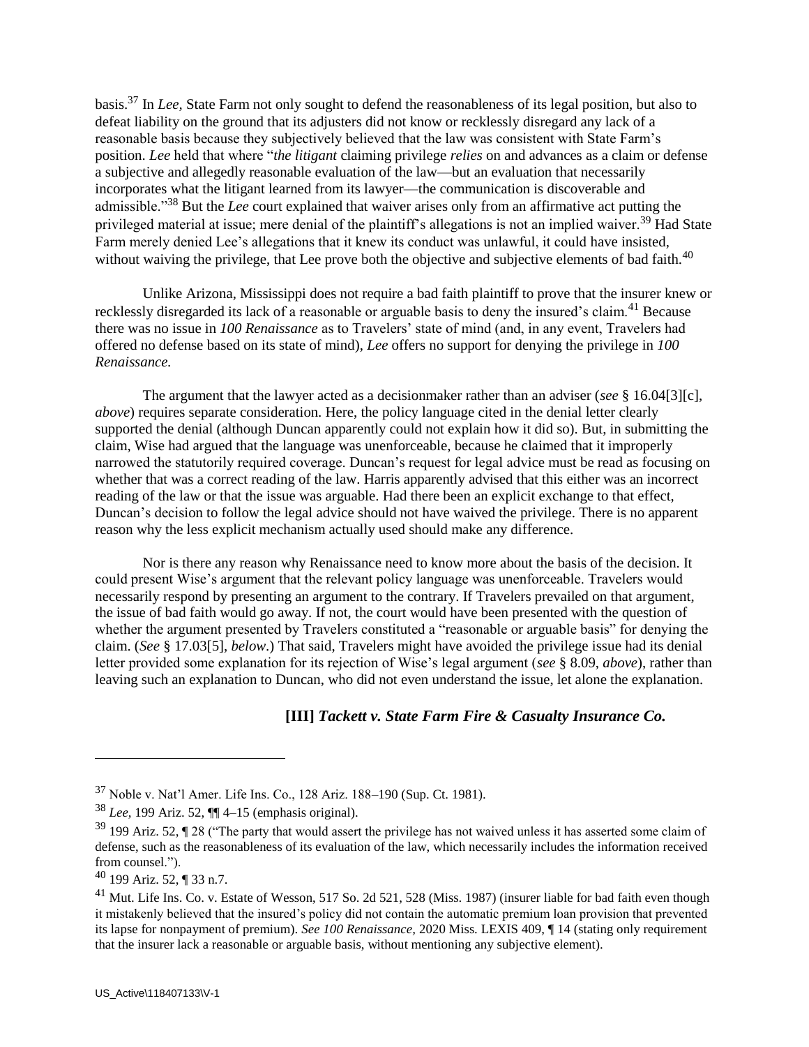basis.[37] In *Lee,* State Farm not only sought to defend the reasonableness of its legal position, but also to defeat liability on the ground that its adjusters did not know or recklessly disregard any lack of a reasonable basis because they subjectively believed that the law was consistent with State Farm's position. *Lee* held that where "*the litigant* claiming privilege *relies* on and advances as a claim or defense a subjective and allegedly reasonable evaluation of the law—but an evaluation that necessarily incorporates what the litigant learned from its lawyer—the communication is discoverable and admissible."[38] But the *Lee* court explained that waiver arises only from an affirmative act putting the privileged material at issue; mere denial of the plaintiff's allegations is not an implied waiver.[39] Had State Farm merely denied Lee's allegations that it knew its conduct was unlawful, it could have insisted, without waiving the privilege, that Lee prove both the objective and subjective elements of bad faith.[40]

Unlike Arizona, Mississippi does not require a bad faith plaintiff to prove that the insurer knew or recklessly disregarded its lack of a reasonable or arguable basis to deny the insured's claim.[41] Because there was no issue in *100 Renaissance* as to Travelers' state of mind (and, in any event, Travelers had offered no defense based on its state of mind), *Lee* offers no support for denying the privilege in *100 Renaissance.*

The argument that the lawyer acted as a decisionmaker rather than an adviser (*see* § 16.04[3][c], *above*) requires separate consideration. Here, the policy language cited in the denial letter clearly supported the denial (although Duncan apparently could not explain how it did so). But, in submitting the claim, Wise had argued that the language was unenforceable, because he claimed that it improperly narrowed the statutorily required coverage. Duncan's request for legal advice must be read as focusing on whether that was a correct reading of the law. Harris apparently advised that this either was an incorrect reading of the law or that the issue was arguable. Had there been an explicit exchange to that effect, Duncan's decision to follow the legal advice should not have waived the privilege. There is no apparent reason why the less explicit mechanism actually used should make any difference.

Nor is there any reason why Renaissance need to know more about the basis of the decision. It could present Wise's argument that the relevant policy language was unenforceable. Travelers would necessarily respond by presenting an argument to the contrary. If Travelers prevailed on that argument, the issue of bad faith would go away. If not, the court would have been presented with the question of whether the argument presented by Travelers constituted a "reasonable or arguable basis" for denying the claim. (*See* § 17.03[5], *below*.) That said, Travelers might have avoided the privilege issue had its denial letter provided some explanation for its rejection of Wise's legal argument (*see* § 8.09, *above*), rather than leaving such an explanation to Duncan, who did not even understand the issue, let alone the explanation.

### [III] *Tackett v. State Farm Fire & Casualty Insurance Co.*

---

[37] Noble v. Nat'l Amer. Life Ins. Co., 128 Ariz. 188–190 (Sup. Ct. 1981).

[38] *Lee,* 199 Ariz. 52, ¶¶ 4–15 (emphasis original).

[39] 199 Ariz. 52, ¶ 28 ("The party that would assert the privilege has not waived unless it has asserted some claim of defense, such as the reasonableness of its evaluation of the law, which necessarily includes the information received from counsel.").

[40] 199 Ariz. 52, ¶ 33 n.7.

[41] Mut. Life Ins. Co. v. Estate of Wesson, 517 So. 2d 521, 528 (Miss. 1987) (insurer liable for bad faith even though it mistakenly believed that the insured's policy did not contain the automatic premium loan provision that prevented its lapse for nonpayment of premium). *See 100 Renaissance,* 2020 Miss. LEXIS 409, ¶ 14 (stating only requirement that the insurer lack a reasonable or arguable basis, without mentioning any subjective element).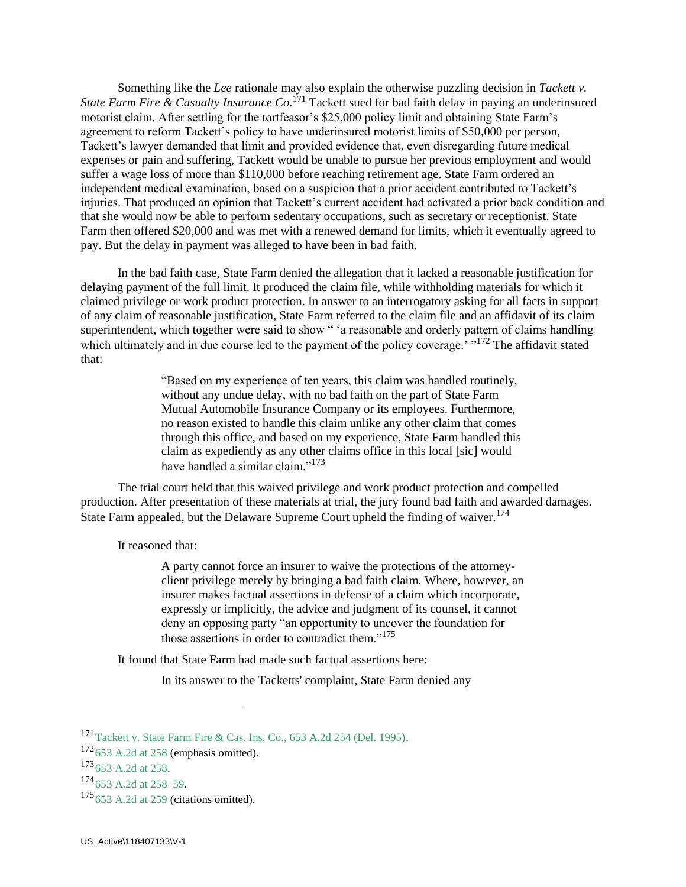Something like the *Lee* rationale may also explain the otherwise puzzling decision in *Tackett v. State Farm Fire & Casualty Insurance Co.*[171] Tackett sued for bad faith delay in paying an underinsured motorist claim. After settling for the tortfeasor's $25,000 policy limit and obtaining State Farm's agreement to reform Tackett's policy to have underinsured motorist limits of $50,000 per person, Tackett's lawyer demanded that limit and provided evidence that, even disregarding future medical expenses or pain and suffering, Tackett would be unable to pursue her previous employment and would suffer a wage loss of more than $110,000 before reaching retirement age. State Farm ordered an independent medical examination, based on a suspicion that a prior accident contributed to Tackett's injuries. That produced an opinion that Tackett's current accident had activated a prior back condition and that she would now be able to perform sedentary occupations, such as secretary or receptionist. State Farm then offered $20,000 and was met with a renewed demand for limits, which it eventually agreed to pay. But the delay in payment was alleged to have been in bad faith.

In the bad faith case, State Farm denied the allegation that it lacked a reasonable justification for delaying payment of the full limit. It produced the claim file, while withholding materials for which it claimed privilege or work product protection. In answer to an interrogatory asking for all facts in support of any claim of reasonable justification, State Farm referred to the claim file and an affidavit of its claim superintendent, which together were said to show " 'a reasonable and orderly pattern of claims handling which ultimately and in due course led to the payment of the policy coverage.' "[172] The affidavit stated that:

> "Based on my experience of ten years, this claim was handled routinely, without any undue delay, with no bad faith on the part of State Farm Mutual Automobile Insurance Company or its employees. Furthermore, no reason existed to handle this claim unlike any other claim that comes through this office, and based on my experience, State Farm handled this claim as expediently as any other claims office in this local [sic] would have handled a similar claim."[173]

The trial court held that this waived privilege and work product protection and compelled production. After presentation of these materials at trial, the jury found bad faith and awarded damages. State Farm appealed, but the Delaware Supreme Court upheld the finding of waiver.[174]

It reasoned that:

> A party cannot force an insurer to waive the protections of the attorney-client privilege merely by bringing a bad faith claim. Where, however, an insurer makes factual assertions in defense of a claim which incorporate, expressly or implicitly, the advice and judgment of its counsel, it cannot deny an opposing party "an opportunity to uncover the foundation for those assertions in order to contradict them."[175]

It found that State Farm had made such factual assertions here:

> In its answer to the Tacketts' complaint, State Farm denied any

---

[171] Tackett v. State Farm Fire & Cas. Ins. Co., 653 A.2d 254 (Del. 1995).

[172] 653 A.2d at 258 (emphasis omitted).

[173] 653 A.2d at 258.

[174] 653 A.2d at 258–59.

[175] 653 A.2d at 259 (citations omitted).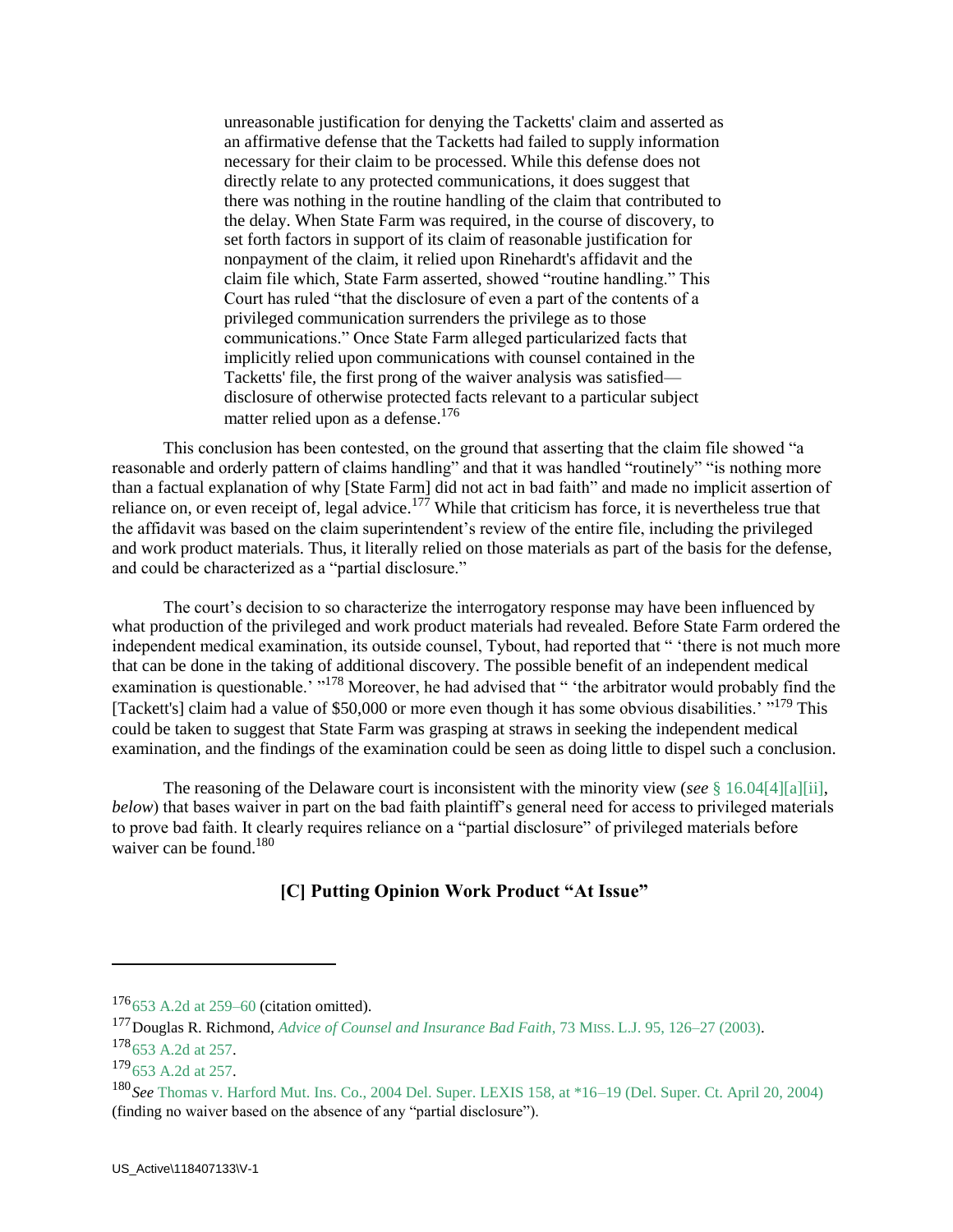> unreasonable justification for denying the Tacketts' claim and asserted as an affirmative defense that the Tacketts had failed to supply information necessary for their claim to be processed. While this defense does not directly relate to any protected communications, it does suggest that there was nothing in the routine handling of the claim that contributed to the delay. When State Farm was required, in the course of discovery, to set forth factors in support of its claim of reasonable justification for nonpayment of the claim, it relied upon Rinehardt's affidavit and the claim file which, State Farm asserted, showed "routine handling." This Court has ruled "that the disclosure of even a part of the contents of a privileged communication surrenders the privilege as to those communications." Once State Farm alleged particularized facts that implicitly relied upon communications with counsel contained in the Tacketts' file, the first prong of the waiver analysis was satisfied—disclosure of otherwise protected facts relevant to a particular subject matter relied upon as a defense.[176]

This conclusion has been contested, on the ground that asserting that the claim file showed "a reasonable and orderly pattern of claims handling" and that it was handled "routinely" "is nothing more than a factual explanation of why [State Farm] did not act in bad faith" and made no implicit assertion of reliance on, or even receipt of, legal advice.[177] While that criticism has force, it is nevertheless true that the affidavit was based on the claim superintendent's review of the entire file, including the privileged and work product materials. Thus, it literally relied on those materials as part of the basis for the defense, and could be characterized as a "partial disclosure."

The court's decision to so characterize the interrogatory response may have been influenced by what production of the privileged and work product materials had revealed. Before State Farm ordered the independent medical examination, its outside counsel, Tybout, had reported that " 'there is not much more that can be done in the taking of additional discovery. The possible benefit of an independent medical examination is questionable.' "[178] Moreover, he had advised that " 'the arbitrator would probably find the [Tackett's] claim had a value of $50,000 or more even though it has some obvious disabilities.' "[179] This could be taken to suggest that State Farm was grasping at straws in seeking the independent medical examination, and the findings of the examination could be seen as doing little to dispel such a conclusion.

The reasoning of the Delaware court is inconsistent with the minority view (*see* § 16.04[4][a][ii], *below*) that bases waiver in part on the bad faith plaintiff's general need for access to privileged materials to prove bad faith. It clearly requires reliance on a "partial disclosure" of privileged materials before waiver can be found.[180]

### [C] Putting Opinion Work Product "At Issue"

---

[176] 653 A.2d at 259–60 (citation omitted).

[177] Douglas R. Richmond, *Advice of Counsel and Insurance Bad Faith*, 73 MISS. L.J. 95, 126–27 (2003).

[178] 653 A.2d at 257.

[179] 653 A.2d at 257.

[180] *See* Thomas v. Harford Mut. Ins. Co., 2004 Del. Super. LEXIS 158, at *16–19 (Del. Super. Ct. April 20, 2004) (finding no waiver based on the absence of any "partial disclosure").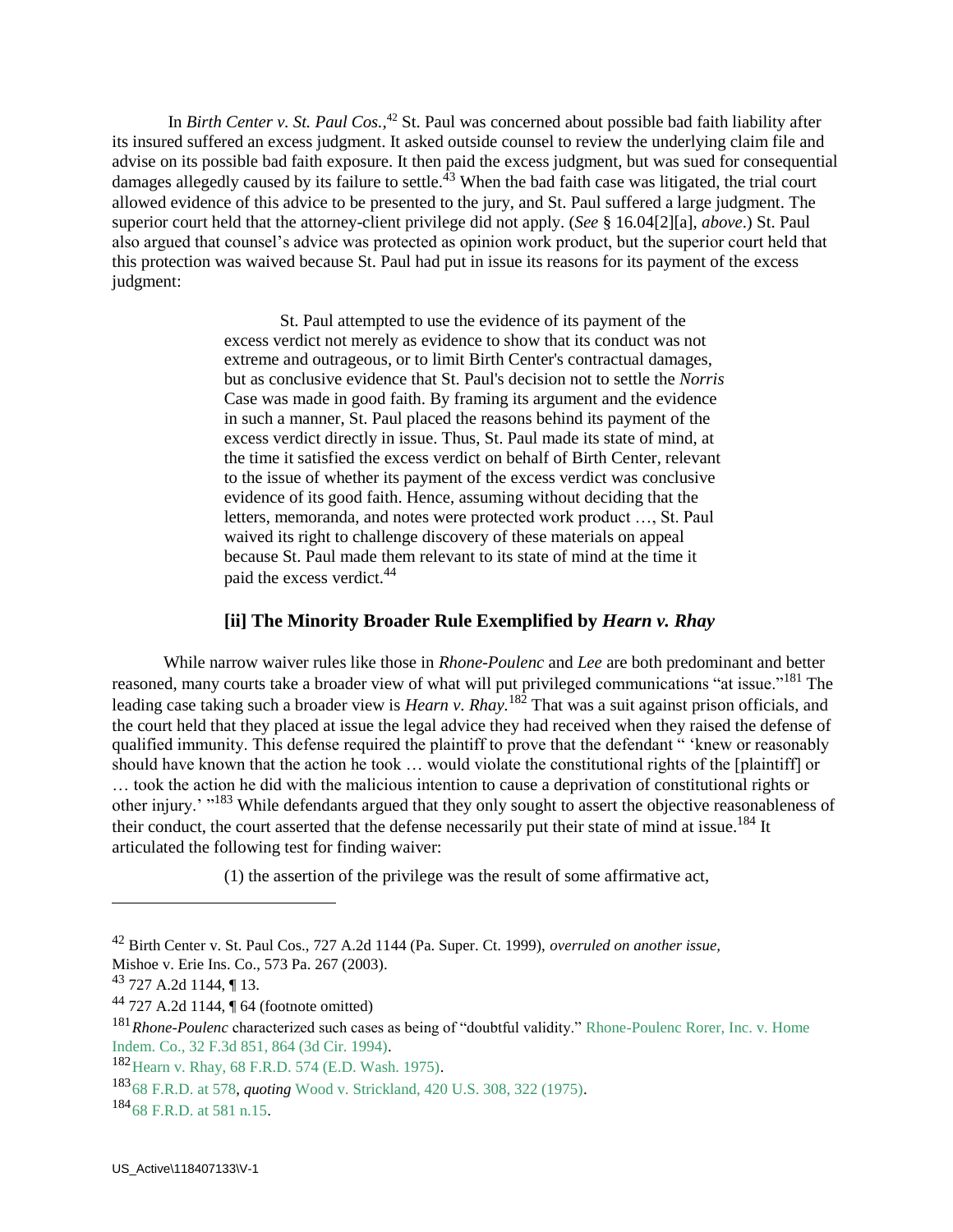In *Birth Center v. St. Paul Cos.*,[42] St. Paul was concerned about possible bad faith liability after its insured suffered an excess judgment. It asked outside counsel to review the underlying claim file and advise on its possible bad faith exposure. It then paid the excess judgment, but was sued for consequential damages allegedly caused by its failure to settle.[43] When the bad faith case was litigated, the trial court allowed evidence of this advice to be presented to the jury, and St. Paul suffered a large judgment. The superior court held that the attorney-client privilege did not apply. (*See* § 16.04[2][a], *above*.) St. Paul also argued that counsel's advice was protected as opinion work product, but the superior court held that this protection was waived because St. Paul had put in issue its reasons for its payment of the excess judgment:

> St. Paul attempted to use the evidence of its payment of the excess verdict not merely as evidence to show that its conduct was not extreme and outrageous, or to limit Birth Center's contractual damages, but as conclusive evidence that St. Paul's decision not to settle the *Norris* Case was made in good faith. By framing its argument and the evidence in such a manner, St. Paul placed the reasons behind its payment of the excess verdict directly in issue. Thus, St. Paul made its state of mind, at the time it satisfied the excess verdict on behalf of Birth Center, relevant to the issue of whether its payment of the excess verdict was conclusive evidence of its good faith. Hence, assuming without deciding that the letters, memoranda, and notes were protected work product …, St. Paul waived its right to challenge discovery of these materials on appeal because St. Paul made them relevant to its state of mind at the time it paid the excess verdict.[44]

### [ii] The Minority Broader Rule Exemplified by *Hearn v. Rhay*

While narrow waiver rules like those in *Rhone-Poulenc* and *Lee* are both predominant and better reasoned, many courts take a broader view of what will put privileged communications "at issue."[181] The leading case taking such a broader view is *Hearn v. Rhay.*[182] That was a suit against prison officials, and the court held that they placed at issue the legal advice they had received when they raised the defense of qualified immunity. This defense required the plaintiff to prove that the defendant " 'knew or reasonably should have known that the action he took … would violate the constitutional rights of the [plaintiff] or … took the action he did with the malicious intention to cause a deprivation of constitutional rights or other injury.' "[183] While defendants argued that they only sought to assert the objective reasonableness of their conduct, the court asserted that the defense necessarily put their state of mind at issue.[184] It articulated the following test for finding waiver:

> (1) the assertion of the privilege was the result of some affirmative act,

---

[42] Birth Center v. St. Paul Cos., 727 A.2d 1144 (Pa. Super. Ct. 1999), *overruled on another issue,* Mishoe v. Erie Ins. Co., 573 Pa. 267 (2003).

[43] 727 A.2d 1144, ¶ 13.

[44] 727 A.2d 1144, ¶ 64 (footnote omitted)

[181] *Rhone-Poulenc* characterized such cases as being of "doubtful validity." Rhone-Poulenc Rorer, Inc. v. Home Indem. Co., 32 F.3d 851, 864 (3d Cir. 1994).

[182] Hearn v. Rhay, 68 F.R.D. 574 (E.D. Wash. 1975).

[183] 68 F.R.D. at 578, *quoting* Wood v. Strickland, 420 U.S. 308, 322 (1975).

[184] 68 F.R.D. at 581 n.15.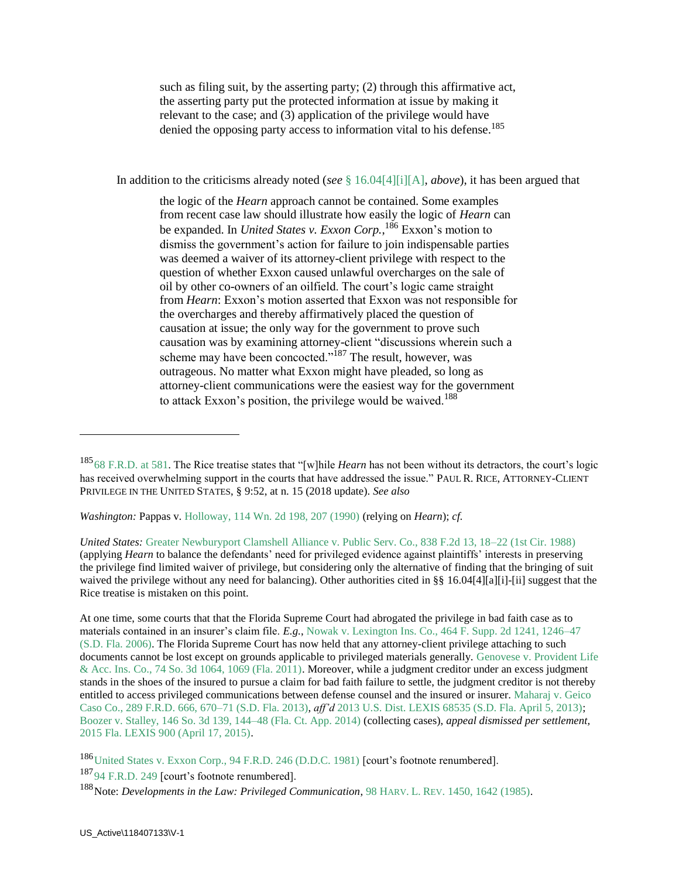> such as filing suit, by the asserting party; (2) through this affirmative act, the asserting party put the protected information at issue by making it relevant to the case; and (3) application of the privilege would have denied the opposing party access to information vital to his defense.[185]

In addition to the criticisms already noted (*see* § 16.04[4][i][A], *above*), it has been argued that

> the logic of the *Hearn* approach cannot be contained. Some examples from recent case law should illustrate how easily the logic of *Hearn* can be expanded. In *United States v. Exxon Corp.*,[186] Exxon's motion to dismiss the government's action for failure to join indispensable parties was deemed a waiver of its attorney-client privilege with respect to the question of whether Exxon caused unlawful overcharges on the sale of oil by other co-owners of an oilfield. The court's logic came straight from *Hearn*: Exxon's motion asserted that Exxon was not responsible for the overcharges and thereby affirmatively placed the question of causation at issue; the only way for the government to prove such causation was by examining attorney-client "discussions wherein such a scheme may have been concocted."[187] The result, however, was outrageous. No matter what Exxon might have pleaded, so long as attorney-client communications were the easiest way for the government to attack Exxon's position, the privilege would be waived.[188]

---

[185] 68 F.R.D. at 581. The Rice treatise states that "[w]hile *Hearn* has not been without its detractors, the court's logic has received overwhelming support in the courts that have addressed the issue." PAUL R. RICE, ATTORNEY-CLIENT PRIVILEGE IN THE UNITED STATES, § 9:52, at n. 15 (2018 update). *See also*

*Washington:* Pappas v. Holloway, 114 Wn. 2d 198, 207 (1990) (relying on *Hearn*); *cf.*

*United States:* Greater Newburyport Clamshell Alliance v. Public Serv. Co., 838 F.2d 13, 18–22 (1st Cir. 1988) (applying *Hearn* to balance the defendants' need for privileged evidence against plaintiffs' interests in preserving the privilege find limited waiver of privilege, but considering only the alternative of finding that the bringing of suit waived the privilege without any need for balancing). Other authorities cited in §§ 16.04[4][a][i]-[ii] suggest that the Rice treatise is mistaken on this point.

At one time, some courts that that the Florida Supreme Court had abrogated the privilege in bad faith case as to materials contained in an insurer's claim file. *E.g.*, Nowak v. Lexington Ins. Co., 464 F. Supp. 2d 1241, 1246–47 (S.D. Fla. 2006). The Florida Supreme Court has now held that any attorney-client privilege attaching to such documents cannot be lost except on grounds applicable to privileged materials generally. Genovese v. Provident Life & Acc. Ins. Co., 74 So. 3d 1064, 1069 (Fla. 2011). Moreover, while a judgment creditor under an excess judgment stands in the shoes of the insured to pursue a claim for bad faith failure to settle, the judgment creditor is not thereby entitled to access privileged communications between defense counsel and the insured or insurer. Maharaj v. Geico Caso Co., 289 F.R.D. 666, 670–71 (S.D. Fla. 2013), *aff'd* 2013 U.S. Dist. LEXIS 68535 (S.D. Fla. April 5, 2013); Boozer v. Stalley, 146 So. 3d 139, 144–48 (Fla. Ct. App. 2014) (collecting cases), *appeal dismissed per settlement*, 2015 Fla. LEXIS 900 (April 17, 2015).

[186] United States v. Exxon Corp., 94 F.R.D. 246 (D.D.C. 1981) [court's footnote renumbered].

[187] 94 F.R.D. 249 [court's footnote renumbered].

[188] Note: *Developments in the Law: Privileged Communication*, 98 HARV. L. REV. 1450, 1642 (1985).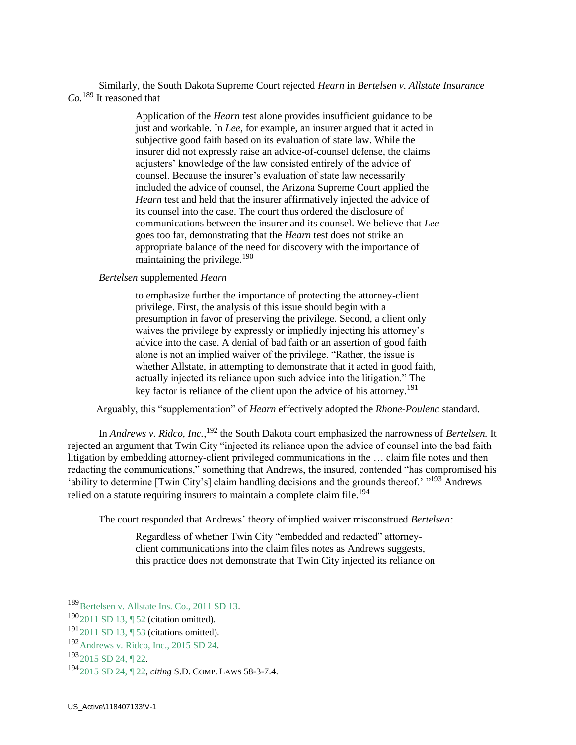Similarly, the South Dakota Supreme Court rejected *Hearn* in *Bertelsen v. Allstate Insurance Co.*[189] It reasoned that

> Application of the *Hearn* test alone provides insufficient guidance to be just and workable. In *Lee*, for example, an insurer argued that it acted in subjective good faith based on its evaluation of state law. While the insurer did not expressly raise an advice-of-counsel defense, the claims adjusters' knowledge of the law consisted entirely of the advice of counsel. Because the insurer's evaluation of state law necessarily included the advice of counsel, the Arizona Supreme Court applied the *Hearn* test and held that the insurer affirmatively injected the advice of its counsel into the case. The court thus ordered the disclosure of communications between the insurer and its counsel. We believe that *Lee* goes too far, demonstrating that the *Hearn* test does not strike an appropriate balance of the need for discovery with the importance of maintaining the privilege.[190]

*Bertelsen* supplemented *Hearn*

> to emphasize further the importance of protecting the attorney-client privilege. First, the analysis of this issue should begin with a presumption in favor of preserving the privilege. Second, a client only waives the privilege by expressly or impliedly injecting his attorney's advice into the case. A denial of bad faith or an assertion of good faith alone is not an implied waiver of the privilege. "Rather, the issue is whether Allstate, in attempting to demonstrate that it acted in good faith, actually injected its reliance upon such advice into the litigation." The key factor is reliance of the client upon the advice of his attorney.[191]

Arguably, this "supplementation" of *Hearn* effectively adopted the *Rhone-Poulenc* standard.

In *Andrews v. Ridco, Inc.*,[192] the South Dakota court emphasized the narrowness of *Bertelsen.* It rejected an argument that Twin City "injected its reliance upon the advice of counsel into the bad faith litigation by embedding attorney-client privileged communications in the … claim file notes and then redacting the communications," something that Andrews, the insured, contended "has compromised his 'ability to determine [Twin City's] claim handling decisions and the grounds thereof.' "[193] Andrews relied on a statute requiring insurers to maintain a complete claim file.[194]

The court responded that Andrews' theory of implied waiver misconstrued *Bertelsen:*

> Regardless of whether Twin City "embedded and redacted" attorney-client communications into the claim files notes as Andrews suggests, this practice does not demonstrate that Twin City injected its reliance on

---

[189] Bertelsen v. Allstate Ins. Co., 2011 SD 13.

[190] 2011 SD 13, ¶ 52 (citation omitted).

[191] 2011 SD 13, ¶ 53 (citations omitted).

[192] Andrews v. Ridco, Inc., 2015 SD 24.

[193] 2015 SD 24, ¶ 22.

[194] 2015 SD 24, ¶ 22, *citing* S.D. COMP. LAWS 58-3-7.4.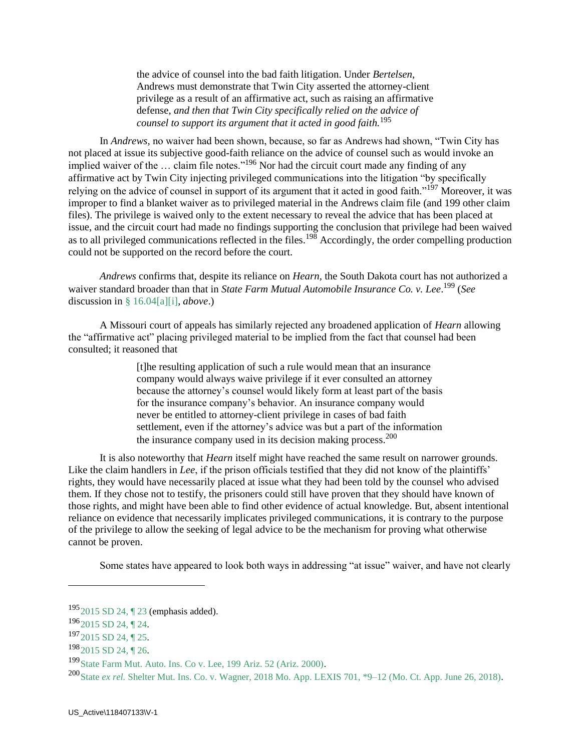> the advice of counsel into the bad faith litigation. Under *Bertelsen*, Andrews must demonstrate that Twin City asserted the attorney-client privilege as a result of an affirmative act, such as raising an affirmative defense, *and then that Twin City specifically relied on the advice of counsel to support its argument that it acted in good faith.*[195]

In *Andrews,* no waiver had been shown, because, so far as Andrews had shown, "Twin City has not placed at issue its subjective good-faith reliance on the advice of counsel such as would invoke an implied waiver of the … claim file notes."[196] Nor had the circuit court made any finding of any affirmative act by Twin City injecting privileged communications into the litigation "by specifically relying on the advice of counsel in support of its argument that it acted in good faith."[197] Moreover, it was improper to find a blanket waiver as to privileged material in the Andrews claim file (and 199 other claim files). The privilege is waived only to the extent necessary to reveal the advice that has been placed at issue, and the circuit court had made no findings supporting the conclusion that privilege had been waived as to all privileged communications reflected in the files.[198] Accordingly, the order compelling production could not be supported on the record before the court.

*Andrews* confirms that, despite its reliance on *Hearn,* the South Dakota court has not authorized a waiver standard broader than that in *State Farm Mutual Automobile Insurance Co. v. Lee*.[199] (*See* discussion in § 16.04[a][i], *above*.)

A Missouri court of appeals has similarly rejected any broadened application of *Hearn* allowing the "affirmative act" placing privileged material to be implied from the fact that counsel had been consulted; it reasoned that

> [t]he resulting application of such a rule would mean that an insurance company would always waive privilege if it ever consulted an attorney because the attorney's counsel would likely form at least part of the basis for the insurance company's behavior. An insurance company would never be entitled to attorney-client privilege in cases of bad faith settlement, even if the attorney's advice was but a part of the information the insurance company used in its decision making process.[200]

It is also noteworthy that *Hearn* itself might have reached the same result on narrower grounds. Like the claim handlers in *Lee*, if the prison officials testified that they did not know of the plaintiffs' rights, they would have necessarily placed at issue what they had been told by the counsel who advised them. If they chose not to testify, the prisoners could still have proven that they should have known of those rights, and might have been able to find other evidence of actual knowledge. But, absent intentional reliance on evidence that necessarily implicates privileged communications, it is contrary to the purpose of the privilege to allow the seeking of legal advice to be the mechanism for proving what otherwise cannot be proven.

Some states have appeared to look both ways in addressing "at issue" waiver, and have not clearly

---

[195] 2015 SD 24, ¶ 23 (emphasis added).

[196] 2015 SD 24, ¶ 24.

[197] 2015 SD 24, ¶ 25.

[198] 2015 SD 24, ¶ 26.

[199] State Farm Mut. Auto. Ins. Co v. Lee, 199 Ariz. 52 (Ariz. 2000).

[200] State *ex rel.* Shelter Mut. Ins. Co. v. Wagner, 2018 Mo. App. LEXIS 701, *9–12 (Mo. Ct. App. June 26, 2018).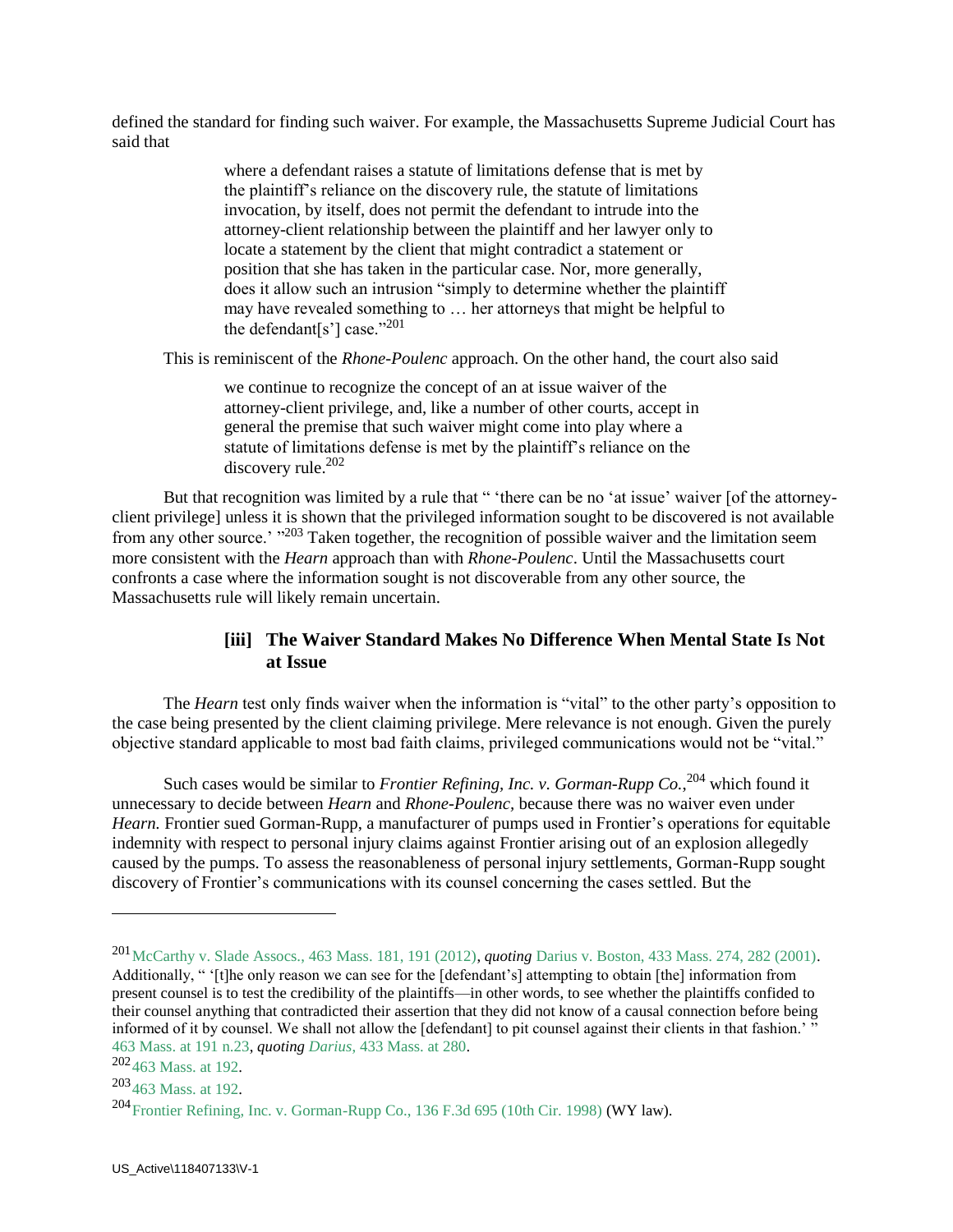defined the standard for finding such waiver. For example, the Massachusetts Supreme Judicial Court has said that

> where a defendant raises a statute of limitations defense that is met by the plaintiff's reliance on the discovery rule, the statute of limitations invocation, by itself, does not permit the defendant to intrude into the attorney-client relationship between the plaintiff and her lawyer only to locate a statement by the client that might contradict a statement or position that she has taken in the particular case. Nor, more generally, does it allow such an intrusion "simply to determine whether the plaintiff may have revealed something to … her attorneys that might be helpful to the defendant[s'] case."[201]

This is reminiscent of the *Rhone-Poulenc* approach. On the other hand, the court also said

> we continue to recognize the concept of an at issue waiver of the attorney-client privilege, and, like a number of other courts, accept in general the premise that such waiver might come into play where a statute of limitations defense is met by the plaintiff's reliance on the discovery rule.[202]

But that recognition was limited by a rule that " 'there can be no 'at issue' waiver [of the attorney-client privilege] unless it is shown that the privileged information sought to be discovered is not available from any other source.' "[203] Taken together, the recognition of possible waiver and the limitation seem more consistent with the *Hearn* approach than with *Rhone-Poulenc*. Until the Massachusetts court confronts a case where the information sought is not discoverable from any other source, the Massachusetts rule will likely remain uncertain.

### [iii] The Waiver Standard Makes No Difference When Mental State Is Not at Issue

The *Hearn* test only finds waiver when the information is "vital" to the other party's opposition to the case being presented by the client claiming privilege. Mere relevance is not enough. Given the purely objective standard applicable to most bad faith claims, privileged communications would not be "vital."

Such cases would be similar to *Frontier Refining, Inc. v. Gorman-Rupp Co.*,[204] which found it unnecessary to decide between *Hearn* and *Rhone-Poulenc,* because there was no waiver even under *Hearn.* Frontier sued Gorman-Rupp, a manufacturer of pumps used in Frontier's operations for equitable indemnity with respect to personal injury claims against Frontier arising out of an explosion allegedly caused by the pumps. To assess the reasonableness of personal injury settlements, Gorman-Rupp sought discovery of Frontier's communications with its counsel concerning the cases settled. But the

---

[201] McCarthy v. Slade Assocs., 463 Mass. 181, 191 (2012), *quoting* Darius v. Boston, 433 Mass. 274, 282 (2001). Additionally, " '[t]he only reason we can see for the [defendant's] attempting to obtain [the] information from present counsel is to test the credibility of the plaintiffs—in other words, to see whether the plaintiffs confided to their counsel anything that contradicted their assertion that they did not know of a causal connection before being informed of it by counsel. We shall not allow the [defendant] to pit counsel against their clients in that fashion.' " 463 Mass. at 191 n.23, *quoting Darius*, 433 Mass. at 280.

[202] 463 Mass. at 192.

[203] 463 Mass. at 192.

[204] Frontier Refining, Inc. v. Gorman-Rupp Co., 136 F.3d 695 (10th Cir. 1998) (WY law).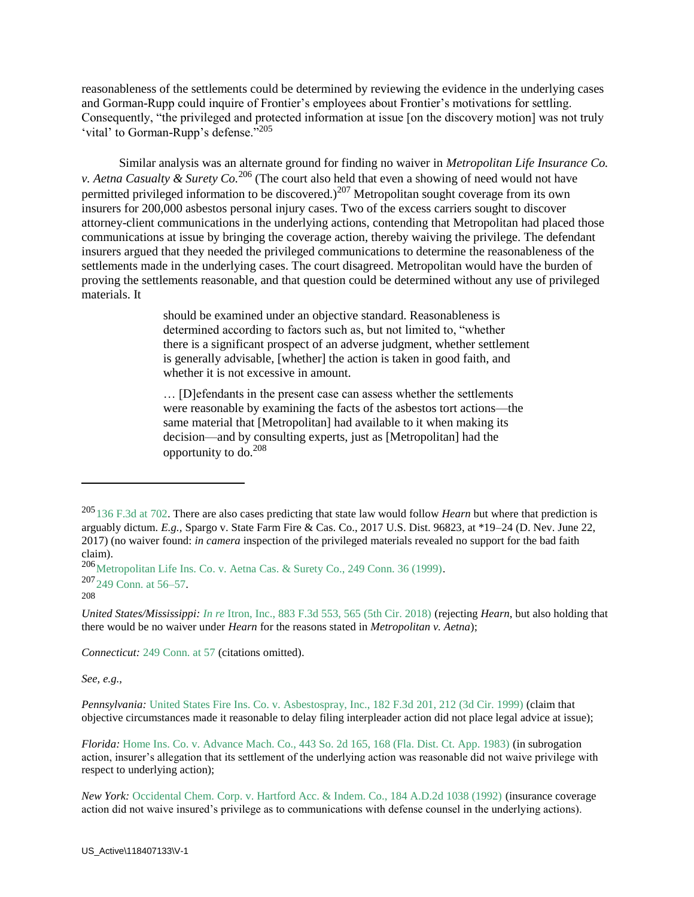reasonableness of the settlements could be determined by reviewing the evidence in the underlying cases and Gorman-Rupp could inquire of Frontier's employees about Frontier's motivations for settling. Consequently, "the privileged and protected information at issue [on the discovery motion] was not truly 'vital' to Gorman-Rupp's defense."[205]

Similar analysis was an alternate ground for finding no waiver in *Metropolitan Life Insurance Co. v. Aetna Casualty & Surety Co.*[206] (The court also held that even a showing of need would not have permitted privileged information to be discovered.)[207] Metropolitan sought coverage from its own insurers for 200,000 asbestos personal injury cases. Two of the excess carriers sought to discover attorney-client communications in the underlying actions, contending that Metropolitan had placed those communications at issue by bringing the coverage action, thereby waiving the privilege. The defendant insurers argued that they needed the privileged communications to determine the reasonableness of the settlements made in the underlying cases. The court disagreed. Metropolitan would have the burden of proving the settlements reasonable, and that question could be determined without any use of privileged materials. It

> should be examined under an objective standard. Reasonableness is determined according to factors such as, but not limited to, "whether there is a significant prospect of an adverse judgment, whether settlement is generally advisable, [whether] the action is taken in good faith, and whether it is not excessive in amount.
>
> … [D]efendants in the present case can assess whether the settlements were reasonable by examining the facts of the asbestos tort actions—the same material that [Metropolitan] had available to it when making its decision—and by consulting experts, just as [Metropolitan] had the opportunity to do.[208]

---

[205] 136 F.3d at 702. There are also cases predicting that state law would follow *Hearn* but where that prediction is arguably dictum. *E.g.,* Spargo v. State Farm Fire & Cas. Co., 2017 U.S. Dist. 96823, at *19–24 (D. Nev. June 22, 2017) (no waiver found: *in camera* inspection of the privileged materials revealed no support for the bad faith claim).

[206] Metropolitan Life Ins. Co. v. Aetna Cas. & Surety Co., 249 Conn. 36 (1999).

[207] 249 Conn. at 56–57.

[208]

*United States/Mississippi: In re* Itron, Inc., 883 F.3d 553, 565 (5th Cir. 2018) (rejecting *Hearn*, but also holding that there would be no waiver under *Hearn* for the reasons stated in *Metropolitan v. Aetna*);

*Connecticut:* 249 Conn. at 57 (citations omitted).

*See, e.g.,*

*Pennsylvania:* United States Fire Ins. Co. v. Asbestospray, Inc., 182 F.3d 201, 212 (3d Cir. 1999) (claim that objective circumstances made it reasonable to delay filing interpleader action did not place legal advice at issue);

*Florida:* Home Ins. Co. v. Advance Mach. Co., 443 So. 2d 165, 168 (Fla. Dist. Ct. App. 1983) (in subrogation action, insurer's allegation that its settlement of the underlying action was reasonable did not waive privilege with respect to underlying action);

*New York:* Occidental Chem. Corp. v. Hartford Acc. & Indem. Co., 184 A.D.2d 1038 (1992) (insurance coverage action did not waive insured's privilege as to communications with defense counsel in the underlying actions).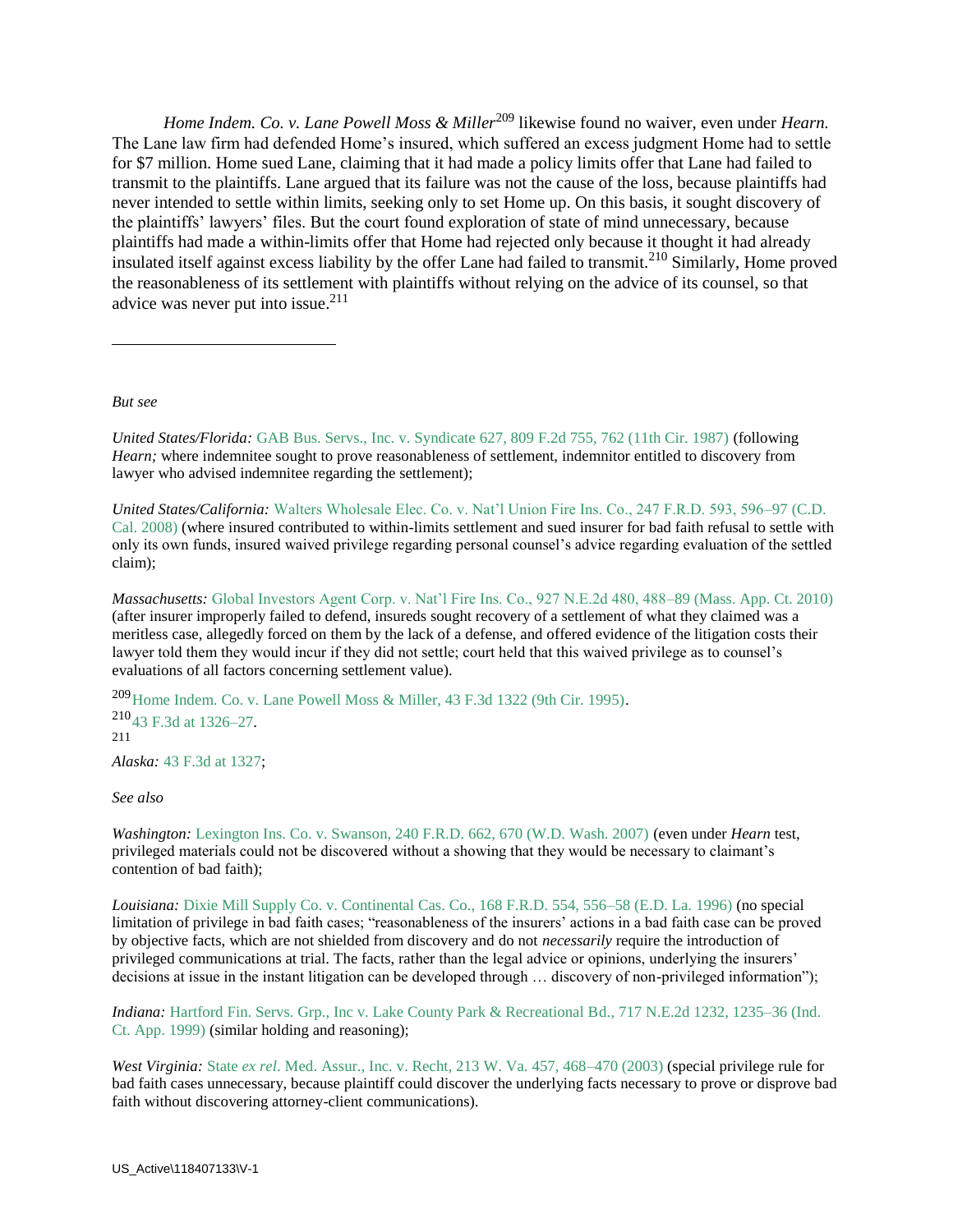*Home Indem. Co. v. Lane Powell Moss & Miller*[209] likewise found no waiver, even under *Hearn.* The Lane law firm had defended Home's insured, which suffered an excess judgment Home had to settle for $7 million. Home sued Lane, claiming that it had made a policy limits offer that Lane had failed to transmit to the plaintiffs. Lane argued that its failure was not the cause of the loss, because plaintiffs had never intended to settle within limits, seeking only to set Home up. On this basis, it sought discovery of the plaintiffs' lawyers' files. But the court found exploration of state of mind unnecessary, because plaintiffs had made a within-limits offer that Home had rejected only because it thought it had already insulated itself against excess liability by the offer Lane had failed to transmit.[210] Similarly, Home proved the reasonableness of its settlement with plaintiffs without relying on the advice of its counsel, so that advice was never put into issue.[211]

---

*But see*

*United States/Florida:* GAB Bus. Servs., Inc. v. Syndicate 627, 809 F.2d 755, 762 (11th Cir. 1987) (following *Hearn;* where indemnitee sought to prove reasonableness of settlement, indemnitor entitled to discovery from lawyer who advised indemnitee regarding the settlement);

*United States/California:* Walters Wholesale Elec. Co. v. Nat'l Union Fire Ins. Co., 247 F.R.D. 593, 596–97 (C.D. Cal. 2008) (where insured contributed to within-limits settlement and sued insurer for bad faith refusal to settle with only its own funds, insured waived privilege regarding personal counsel's advice regarding evaluation of the settled claim);

*Massachusetts:* Global Investors Agent Corp. v. Nat'l Fire Ins. Co., 927 N.E.2d 480, 488–89 (Mass. App. Ct. 2010) (after insurer improperly failed to defend, insureds sought recovery of a settlement of what they claimed was a meritless case, allegedly forced on them by the lack of a defense, and offered evidence of the litigation costs their lawyer told them they would incur if they did not settle; court held that this waived privilege as to counsel's evaluations of all factors concerning settlement value).

[209] Home Indem. Co. v. Lane Powell Moss & Miller, 43 F.3d 1322 (9th Cir. 1995).

[210] 43 F.3d at 1326–27.

[211]

*Alaska:* 43 F.3d at 1327;

*See also*

*Washington:* Lexington Ins. Co. v. Swanson, 240 F.R.D. 662, 670 (W.D. Wash. 2007) (even under *Hearn* test, privileged materials could not be discovered without a showing that they would be necessary to claimant's contention of bad faith);

*Louisiana:* Dixie Mill Supply Co. v. Continental Cas. Co., 168 F.R.D. 554, 556–58 (E.D. La. 1996) (no special limitation of privilege in bad faith cases; "reasonableness of the insurers' actions in a bad faith case can be proved by objective facts, which are not shielded from discovery and do not *necessarily* require the introduction of privileged communications at trial. The facts, rather than the legal advice or opinions, underlying the insurers' decisions at issue in the instant litigation can be developed through … discovery of non-privileged information");

*Indiana:* Hartford Fin. Servs. Grp., Inc v. Lake County Park & Recreational Bd., 717 N.E.2d 1232, 1235–36 (Ind. Ct. App. 1999) (similar holding and reasoning);

*West Virginia:* State *ex rel*. Med. Assur., Inc. v. Recht, 213 W. Va. 457, 468–470 (2003) (special privilege rule for bad faith cases unnecessary, because plaintiff could discover the underlying facts necessary to prove or disprove bad faith without discovering attorney-client communications).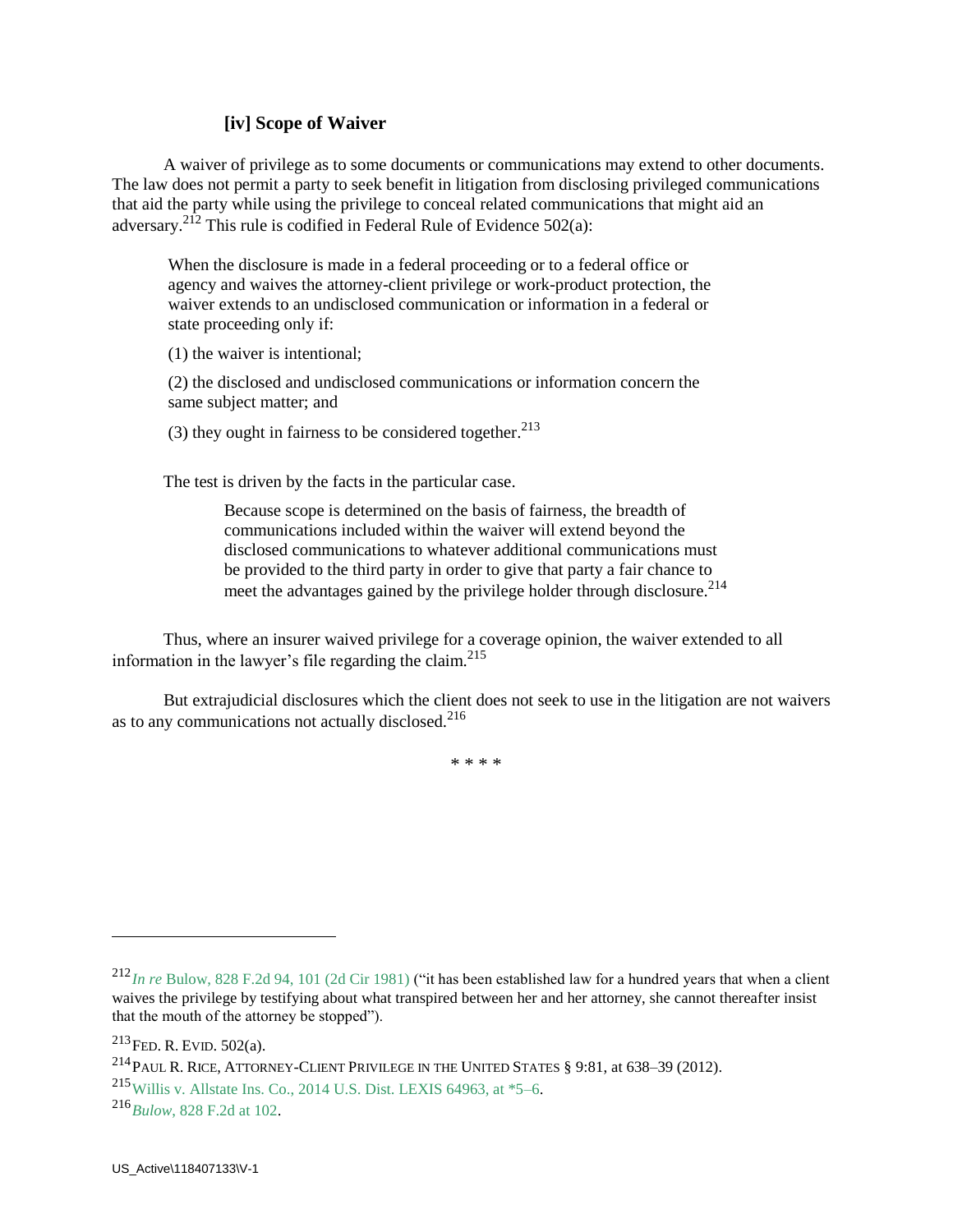### [iv] Scope of Waiver

A waiver of privilege as to some documents or communications may extend to other documents. The law does not permit a party to seek benefit in litigation from disclosing privileged communications that aid the party while using the privilege to conceal related communications that might aid an adversary.[212] This rule is codified in Federal Rule of Evidence 502(a):

> When the disclosure is made in a federal proceeding or to a federal office or agency and waives the attorney-client privilege or work-product protection, the waiver extends to an undisclosed communication or information in a federal or state proceeding only if:
>
> (1) the waiver is intentional;
>
> (2) the disclosed and undisclosed communications or information concern the same subject matter; and
>
> (3) they ought in fairness to be considered together.[213]

The test is driven by the facts in the particular case.

> Because scope is determined on the basis of fairness, the breadth of communications included within the waiver will extend beyond the disclosed communications to whatever additional communications must be provided to the third party in order to give that party a fair chance to meet the advantages gained by the privilege holder through disclosure.[214]

Thus, where an insurer waived privilege for a coverage opinion, the waiver extended to all information in the lawyer's file regarding the claim.[215]

But extrajudicial disclosures which the client does not seek to use in the litigation are not waivers as to any communications not actually disclosed.[216]

\* \* \* \*

---

[212] *In re* Bulow, 828 F.2d 94, 101 (2d Cir 1981) ("it has been established law for a hundred years that when a client waives the privilege by testifying about what transpired between her and her attorney, she cannot thereafter insist that the mouth of the attorney be stopped").

[213] FED. R. EVID. 502(a).

[214] PAUL R. RICE, ATTORNEY-CLIENT PRIVILEGE IN THE UNITED STATES § 9:81, at 638–39 (2012).

[215] Willis v. Allstate Ins. Co., 2014 U.S. Dist. LEXIS 64963, at *5–6.

[216] *Bulow*, 828 F.2d at 102.